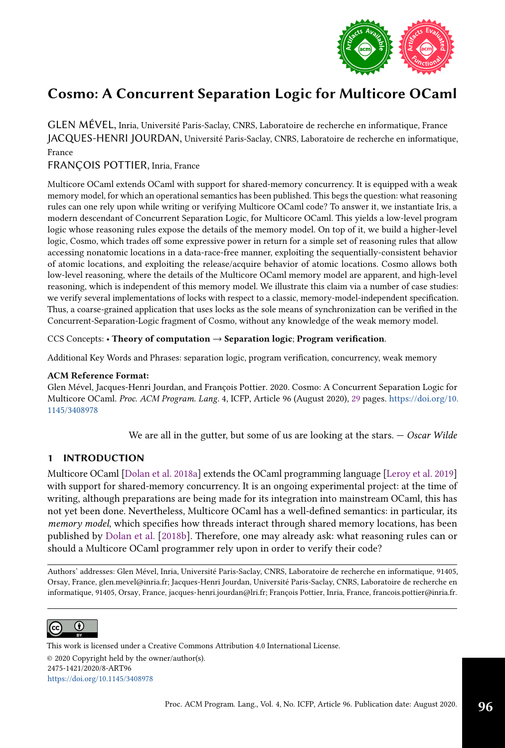# Cosmo: A Concurrent Separation Logic for Multicore OCaml

GLEN MÉVEL, Inria, Université Paris-Saclay, CNRS, Laboratoire de recherche en informatique, France
JACQUES-HENRI JOURDAN, Université Paris-Saclay, CNRS, Laboratoire de recherche en informatique, France
FRANÇOIS POTTIER, Inria, France

Multicore OCaml extends OCaml with support for shared-memory concurrency. It is equipped with a weak memory model, for which an operational semantics has been published. This begs the question: what reasoning rules can one rely upon while writing or verifying Multicore OCaml code? To answer it, we instantiate Iris, a modern descendant of Concurrent Separation Logic, for Multicore OCaml. This yields a low-level program logic whose reasoning rules expose the details of the memory model. On top of it, we build a higher-level logic, Cosmo, which trades off some expressive power in return for a simple set of reasoning rules that allow accessing nonatomic locations in a data-race-free manner, exploiting the sequentially-consistent behavior of atomic locations, and exploiting the release/acquire behavior of atomic locations. Cosmo allows both low-level reasoning, where the details of the Multicore OCaml memory model are apparent, and high-level reasoning, which is independent of this memory model. We illustrate this claim via a number of case studies: we verify several implementations of locks with respect to a classic, memory-model-independent specification. Thus, a coarse-grained application that uses locks as the sole means of synchronization can be verified in the Concurrent-Separation-Logic fragment of Cosmo, without any knowledge of the weak memory model.

CCS Concepts: • **Theory of computation** → **Separation logic**; **Program verification**.

Additional Key Words and Phrases: separation logic, program verification, concurrency, weak memory

**ACM Reference Format:**
Glen Mével, Jacques-Henri Jourdan, and François Pottier. 2020. Cosmo: A Concurrent Separation Logic for Multicore OCaml. *Proc. ACM Program. Lang.* 4, ICFP, Article 96 (August 2020), 29 pages. https://doi.org/10.1145/3408978

We are all in the gutter, but some of us are looking at the stars. — *Oscar Wilde*

## 1 INTRODUCTION

Multicore OCaml [Dolan et al. 2018a] extends the OCaml programming language [Leroy et al. 2019] with support for shared-memory concurrency. It is an ongoing experimental project: at the time of writing, although preparations are being made for its integration into mainstream OCaml, this has not yet been done. Nevertheless, Multicore OCaml has a well-defined semantics: in particular, its *memory model*, which specifies how threads interact through shared memory locations, has been published by Dolan et al. [2018b]. Therefore, one may already ask: what reasoning rules can or should a Multicore OCaml programmer rely upon in order to verify their code?

Authors' addresses: Glen Mével, Inria, Université Paris-Saclay, CNRS, Laboratoire de recherche en informatique, 91405, Orsay, France, glen.mevel@inria.fr; Jacques-Henri Jourdan, Université Paris-Saclay, CNRS, Laboratoire de recherche en informatique, 91405, Orsay, France, jacques-henri.jourdan@lri.fr; François Pottier, Inria, France, francois.pottier@inria.fr.

This work is licensed under a Creative Commons Attribution 4.0 International License.
© 2020 Copyright held by the owner/author(s).
2475-1421/2020/8-ART96
https://doi.org/10.1145/3408978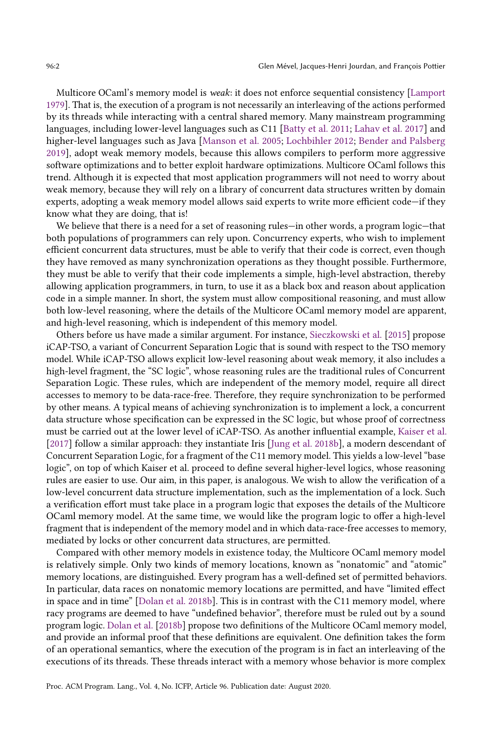Multicore OCaml's memory model is *weak*: it does not enforce sequential consistency [Lamport 1979]. That is, the execution of a program is not necessarily an interleaving of the actions performed by its threads while interacting with a central shared memory. Many mainstream programming languages, including lower-level languages such as C11 [Batty et al. 2011; Lahav et al. 2017] and higher-level languages such as Java [Manson et al. 2005; Lochbihler 2012; Bender and Palsberg 2019], adopt weak memory models, because this allows compilers to perform more aggressive software optimizations and to better exploit hardware optimizations. Multicore OCaml follows this trend. Although it is expected that most application programmers will not need to worry about weak memory, because they will rely on a library of concurrent data structures written by domain experts, adopting a weak memory model allows said experts to write more efficient code—if they know what they are doing, that is!

We believe that there is a need for a set of reasoning rules—in other words, a program logic—that both populations of programmers can rely upon. Concurrency experts, who wish to implement efficient concurrent data structures, must be able to verify that their code is correct, even though they have removed as many synchronization operations as they thought possible. Furthermore, they must be able to verify that their code implements a simple, high-level abstraction, thereby allowing application programmers, in turn, to use it as a black box and reason about application code in a simple manner. In short, the system must allow compositional reasoning, and must allow both low-level reasoning, where the details of the Multicore OCaml memory model are apparent, and high-level reasoning, which is independent of this memory model.

Others before us have made a similar argument. For instance, Sieczkowski et al. [2015] propose iCAP-TSO, a variant of Concurrent Separation Logic that is sound with respect to the TSO memory model. While iCAP-TSO allows explicit low-level reasoning about weak memory, it also includes a high-level fragment, the "SC logic", whose reasoning rules are the traditional rules of Concurrent Separation Logic. These rules, which are independent of the memory model, require all direct accesses to memory to be data-race-free. Therefore, they require synchronization to be performed by other means. A typical means of achieving synchronization is to implement a lock, a concurrent data structure whose specification can be expressed in the SC logic, but whose proof of correctness must be carried out at the lower level of iCAP-TSO. As another influential example, Kaiser et al. [2017] follow a similar approach: they instantiate Iris [Jung et al. 2018b], a modern descendant of Concurrent Separation Logic, for a fragment of the C11 memory model. This yields a low-level "base logic", on top of which Kaiser et al. proceed to define several higher-level logics, whose reasoning rules are easier to use. Our aim, in this paper, is analogous. We wish to allow the verification of a low-level concurrent data structure implementation, such as the implementation of a lock. Such a verification effort must take place in a program logic that exposes the details of the Multicore OCaml memory model. At the same time, we would like the program logic to offer a high-level fragment that is independent of the memory model and in which data-race-free accesses to memory, mediated by locks or other concurrent data structures, are permitted.

Compared with other memory models in existence today, the Multicore OCaml memory model is relatively simple. Only two kinds of memory locations, known as "nonatomic" and "atomic" memory locations, are distinguished. Every program has a well-defined set of permitted behaviors. In particular, data races on nonatomic memory locations are permitted, and have "limited effect in space and in time" [Dolan et al. 2018b]. This is in contrast with the C11 memory model, where racy programs are deemed to have "undefined behavior", therefore must be ruled out by a sound program logic. Dolan et al. [2018b] propose two definitions of the Multicore OCaml memory model, and provide an informal proof that these definitions are equivalent. One definition takes the form of an operational semantics, where the execution of the program is in fact an interleaving of the executions of its threads. These threads interact with a memory whose behavior is more complex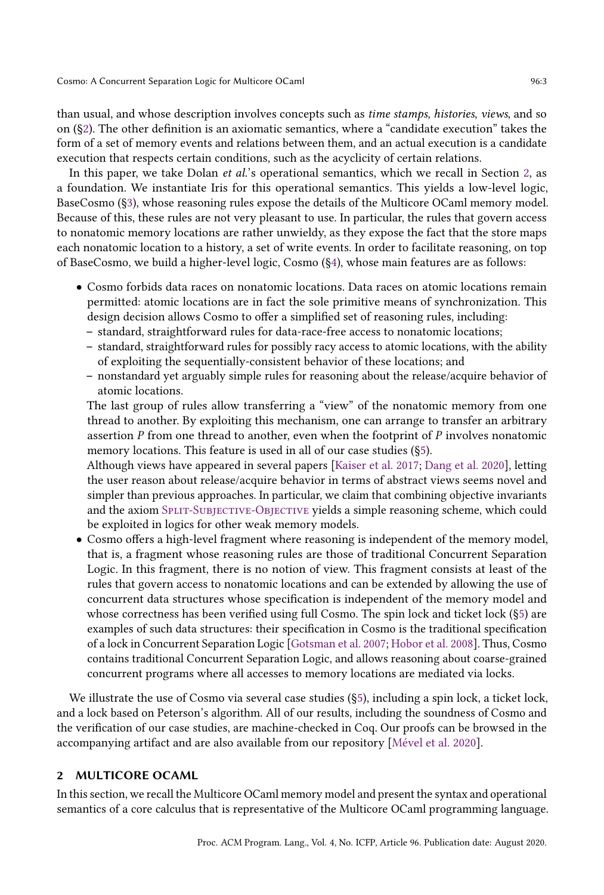than usual, and whose description involves concepts such as *time stamps*, *histories*, *views*, and so on (§2). The other definition is an axiomatic semantics, where a "candidate execution" takes the form of a set of memory events and relations between them, and an actual execution is a candidate execution that respects certain conditions, such as the acyclicity of certain relations.

In this paper, we take Dolan *et al.*'s operational semantics, which we recall in Section 2, as a foundation. We instantiate Iris for this operational semantics. This yields a low-level logic, BaseCosmo (§3), whose reasoning rules expose the details of the Multicore OCaml memory model. Because of this, these rules are not very pleasant to use. In particular, the rules that govern access to nonatomic memory locations are rather unwieldy, as they expose the fact that the store maps each nonatomic location to a history, a set of write events. In order to facilitate reasoning, on top of BaseCosmo, we build a higher-level logic, Cosmo (§4), whose main features are as follows:

- Cosmo forbids data races on nonatomic locations. Data races on atomic locations remain permitted: atomic locations are in fact the sole primitive means of synchronization. This design decision allows Cosmo to offer a simplified set of reasoning rules, including:
  - standard, straightforward rules for data-race-free access to nonatomic locations;
  - standard, straightforward rules for possibly racy access to atomic locations, with the ability of exploiting the sequentially-consistent behavior of these locations; and
  - nonstandard yet arguably simple rules for reasoning about the release/acquire behavior of atomic locations.

  The last group of rules allow transferring a "view" of the nonatomic memory from one thread to another. By exploiting this mechanism, one can arrange to transfer an arbitrary assertion $P$ from one thread to another, even when the footprint of $P$ involves nonatomic memory locations. This feature is used in all of our case studies (§5).

  Although views have appeared in several papers [Kaiser et al. 2017; Dang et al. 2020], letting the user reason about release/acquire behavior in terms of abstract views seems novel and simpler than previous approaches. In particular, we claim that combining objective invariants and the axiom Split-Subjective-Objective yields a simple reasoning scheme, which could be exploited in logics for other weak memory models.
- Cosmo offers a high-level fragment where reasoning is independent of the memory model, that is, a fragment whose reasoning rules are those of traditional Concurrent Separation Logic. In this fragment, there is no notion of view. This fragment consists at least of the rules that govern access to nonatomic locations and can be extended by allowing the use of concurrent data structures whose specification is independent of the memory model and whose correctness has been verified using full Cosmo. The spin lock and ticket lock (§5) are examples of such data structures: their specification in Cosmo is the traditional specification of a lock in Concurrent Separation Logic [Gotsman et al. 2007; Hobor et al. 2008]. Thus, Cosmo contains traditional Concurrent Separation Logic, and allows reasoning about coarse-grained concurrent programs where all accesses to memory locations are mediated via locks.

We illustrate the use of Cosmo via several case studies (§5), including a spin lock, a ticket lock, and a lock based on Peterson's algorithm. All of our results, including the soundness of Cosmo and the verification of our case studies, are machine-checked in Coq. Our proofs can be browsed in the accompanying artifact and are also available from our repository [Mével et al. 2020].

## 2 MULTICORE OCAML

In this section, we recall the Multicore OCaml memory model and present the syntax and operational semantics of a core calculus that is representative of the Multicore OCaml programming language.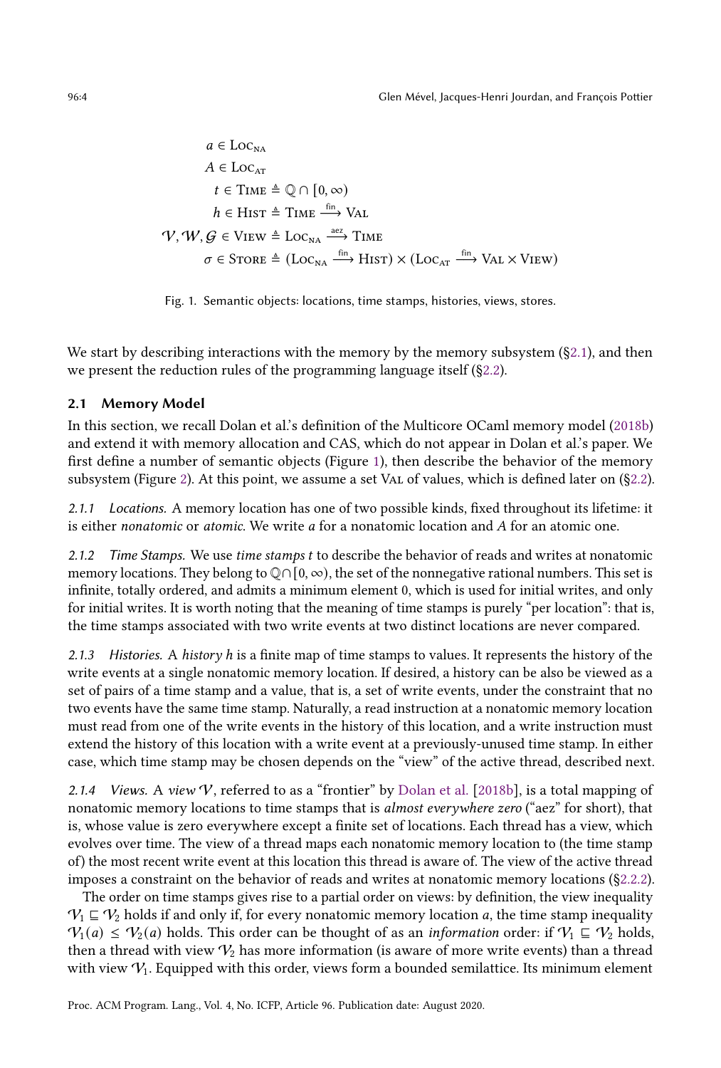$$
\begin{aligned}
a &\in \textsc{Loc}_{\textsc{na}} \\
A &\in \textsc{Loc}_{\textsc{at}} \\
t &\in \textsc{Time} \triangleq \mathbb{Q} \cap [0, \infty) \\
h &\in \textsc{Hist} \triangleq \textsc{Time} \xrightarrow{\text{fin}} \textsc{Val} \\
\mathcal{V}, \mathcal{W}, \mathcal{G} &\in \textsc{View} \triangleq \textsc{Loc}_{\textsc{na}} \xrightarrow{\text{aez}} \textsc{Time} \\
\sigma &\in \textsc{Store} \triangleq (\textsc{Loc}_{\textsc{na}} \xrightarrow{\text{fin}} \textsc{Hist}) \times (\textsc{Loc}_{\textsc{at}} \xrightarrow{\text{fin}} \textsc{Val} \times \textsc{View})
\end{aligned}
$$

Fig. 1. Semantic objects: locations, time stamps, histories, views, stores.

We start by describing interactions with the memory by the memory subsystem (§2.1), and then we present the reduction rules of the programming language itself (§2.2).

### 2.1 Memory Model

In this section, we recall Dolan et al.'s definition of the Multicore OCaml memory model (2018b) and extend it with memory allocation and CAS, which do not appear in Dolan et al.'s paper. We first define a number of semantic objects (Figure 1), then describe the behavior of the memory subsystem (Figure 2). At this point, we assume a set Val of values, which is defined later on (§2.2).

*2.1.1 Locations.* A memory location has one of two possible kinds, fixed throughout its lifetime: it is either *nonatomic* or *atomic*. We write $a$ for a nonatomic location and $A$ for an atomic one.

*2.1.2 Time Stamps.* We use *time stamps* $t$ to describe the behavior of reads and writes at nonatomic memory locations. They belong to $\mathbb{Q} \cap [0, \infty)$, the set of the nonnegative rational numbers. This set is infinite, totally ordered, and admits a minimum element 0, which is used for initial writes, and only for initial writes. It is worth noting that the meaning of time stamps is purely "per location": that is, the time stamps associated with two write events at two distinct locations are never compared.

*2.1.3 Histories.* A *history* $h$ is a finite map of time stamps to values. It represents the history of the write events at a single nonatomic memory location. If desired, a history can be also be viewed as a set of pairs of a time stamp and a value, that is, a set of write events, under the constraint that no two events have the same time stamp. Naturally, a read instruction at a nonatomic memory location must read from one of the write events in the history of this location, and a write instruction must extend the history of this location with a write event at a previously-unused time stamp. In either case, which time stamp may be chosen depends on the "view" of the active thread, described next.

*2.1.4 Views.* A *view* $\mathcal{V}$, referred to as a "frontier" by Dolan et al. [2018b], is a total mapping of nonatomic memory locations to time stamps that is *almost everywhere zero* ("aez" for short), that is, whose value is zero everywhere except a finite set of locations. Each thread has a view, which evolves over time. The view of a thread maps each nonatomic memory location to (the time stamp of) the most recent write event at this location this thread is aware of. The view of the active thread imposes a constraint on the behavior of reads and writes at nonatomic memory locations (§2.2.2).

The order on time stamps gives rise to a partial order on views: by definition, the view inequality $\mathcal{V}_1 \sqsubseteq \mathcal{V}_2$ holds if and only if, for every nonatomic memory location $a$, the time stamp inequality $\mathcal{V}_1(a) \leq \mathcal{V}_2(a)$ holds. This order can be thought of as an *information* order: if $\mathcal{V}_1 \sqsubseteq \mathcal{V}_2$ holds, then a thread with view $\mathcal{V}_2$ has more information (is aware of more write events) than a thread with view $\mathcal{V}_1$. Equipped with this order, views form a bounded semilattice. Its minimum element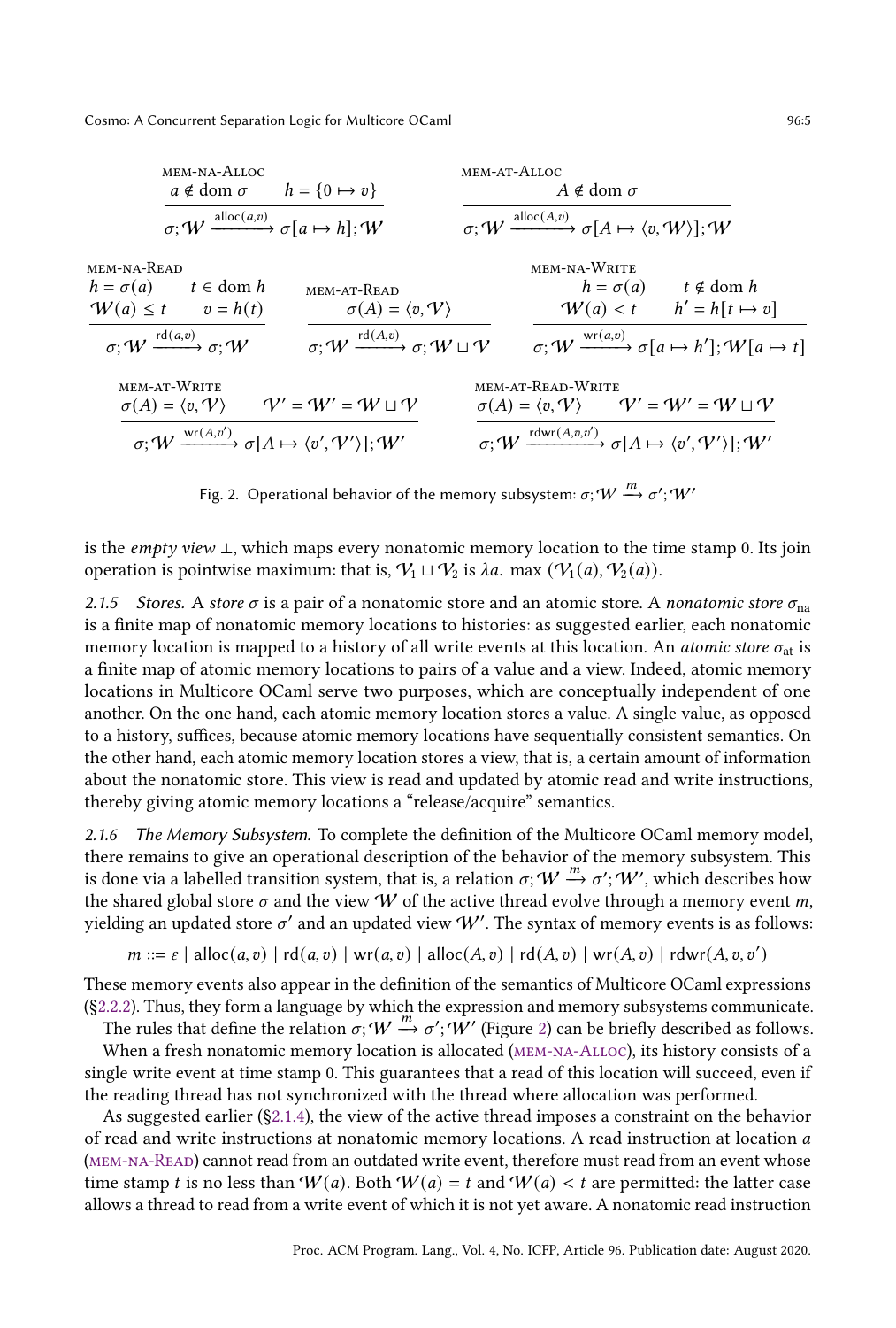$$\frac{a \notin \operatorname{dom} \sigma \qquad h = \{0 \mapsto v\}}{\sigma; \mathcal{W} \xrightarrow{\mathsf{alloc}(a,v)} \sigma[a \mapsto h]; \mathcal{W}} \;\textsc{mem-na-Alloc}
\qquad
\frac{A \notin \operatorname{dom} \sigma}{\sigma; \mathcal{W} \xrightarrow{\mathsf{alloc}(A,v)} \sigma[A \mapsto \langle v, \mathcal{W}\rangle]; \mathcal{W}} \;\textsc{mem-at-Alloc}$$

$$\frac{h = \sigma(a) \qquad t \in \operatorname{dom} h \qquad \mathcal{W}(a) \leq t \qquad v = h(t)}{\sigma; \mathcal{W} \xrightarrow{\mathsf{rd}(a,v)} \sigma; \mathcal{W}} \;\textsc{mem-na-Read}
\qquad
\frac{\sigma(A) = \langle v, \mathcal{V}\rangle}{\sigma; \mathcal{W} \xrightarrow{\mathsf{rd}(A,v)} \sigma; \mathcal{W} \sqcup \mathcal{V}} \;\textsc{mem-at-Read}$$

$$\frac{h = \sigma(a) \qquad t \notin \operatorname{dom} h \qquad \mathcal{W}(a) < t \qquad h' = h[t \mapsto v]}{\sigma; \mathcal{W} \xrightarrow{\mathsf{wr}(a,v)} \sigma[a \mapsto h']; \mathcal{W}[a \mapsto t]} \;\textsc{mem-na-Write}$$

$$\frac{\sigma(A) = \langle v, \mathcal{V}\rangle \qquad \mathcal{V}' = \mathcal{W}' = \mathcal{W} \sqcup \mathcal{V}}{\sigma; \mathcal{W} \xrightarrow{\mathsf{wr}(A,v')} \sigma[A \mapsto \langle v', \mathcal{V}'\rangle]; \mathcal{W}'} \;\textsc{mem-at-Write}
\qquad
\frac{\sigma(A) = \langle v, \mathcal{V}\rangle \qquad \mathcal{V}' = \mathcal{W}' = \mathcal{W} \sqcup \mathcal{V}}{\sigma; \mathcal{W} \xrightarrow{\mathsf{rdwr}(A,v,v')} \sigma[A \mapsto \langle v', \mathcal{V}'\rangle]; \mathcal{W}'} \;\textsc{mem-at-Read-Write}$$

Fig. 2. Operational behavior of the memory subsystem: $\sigma; \mathcal{W} \xrightarrow{m} \sigma'; \mathcal{W}'$

is the *empty view* $\bot$, which maps every nonatomic memory location to the time stamp 0. Its join operation is pointwise maximum: that is, $\mathcal{V}_1 \sqcup \mathcal{V}_2$ is $\lambda a.\ \max\,(\mathcal{V}_1(a), \mathcal{V}_2(a))$.

*2.1.5 Stores.* A *store* $\sigma$ is a pair of a nonatomic store and an atomic store. A *nonatomic store* $\sigma_{\text{na}}$ is a finite map of nonatomic memory locations to histories: as suggested earlier, each nonatomic memory location is mapped to a history of all write events at this location. An *atomic store* $\sigma_{\text{at}}$ is a finite map of atomic memory locations to pairs of a value and a view. Indeed, atomic memory locations in Multicore OCaml serve two purposes, which are conceptually independent of one another. On the one hand, each atomic memory location stores a value. A single value, as opposed to a history, suffices, because atomic memory locations have sequentially consistent semantics. On the other hand, each atomic memory location stores a view, that is, a certain amount of information about the nonatomic store. This view is read and updated by atomic read and write instructions, thereby giving atomic memory locations a "release/acquire" semantics.

*2.1.6 The Memory Subsystem.* To complete the definition of the Multicore OCaml memory model, there remains to give an operational description of the behavior of the memory subsystem. This is done via a labelled transition system, that is, a relation $\sigma; \mathcal{W} \xrightarrow{m} \sigma'; \mathcal{W}'$, which describes how the shared global store $\sigma$ and the view $\mathcal{W}$ of the active thread evolve through a memory event $m$, yielding an updated store $\sigma'$ and an updated view $\mathcal{W}'$. The syntax of memory events is as follows:

$$m ::= \varepsilon \mid \mathsf{alloc}(a, v) \mid \mathsf{rd}(a, v) \mid \mathsf{wr}(a, v) \mid \mathsf{alloc}(A, v) \mid \mathsf{rd}(A, v) \mid \mathsf{wr}(A, v) \mid \mathsf{rdwr}(A, v, v')$$

These memory events also appear in the definition of the semantics of Multicore OCaml expressions (§2.2.2). Thus, they form a language by which the expression and memory subsystems communicate.

The rules that define the relation $\sigma; \mathcal{W} \xrightarrow{m} \sigma'; \mathcal{W}'$ (Figure 2) can be briefly described as follows.

When a fresh nonatomic memory location is allocated (mem-na-Alloc), its history consists of a single write event at time stamp 0. This guarantees that a read of this location will succeed, even if the reading thread has not synchronized with the thread where allocation was performed.

As suggested earlier (§2.1.4), the view of the active thread imposes a constraint on the behavior of read and write instructions at nonatomic memory locations. A read instruction at location $a$ (mem-na-Read) cannot read from an outdated write event, therefore must read from an event whose time stamp $t$ is no less than $\mathcal{W}(a)$. Both $\mathcal{W}(a) = t$ and $\mathcal{W}(a) < t$ are permitted: the latter case allows a thread to read from a write event of which it is not yet aware. A nonatomic read instruction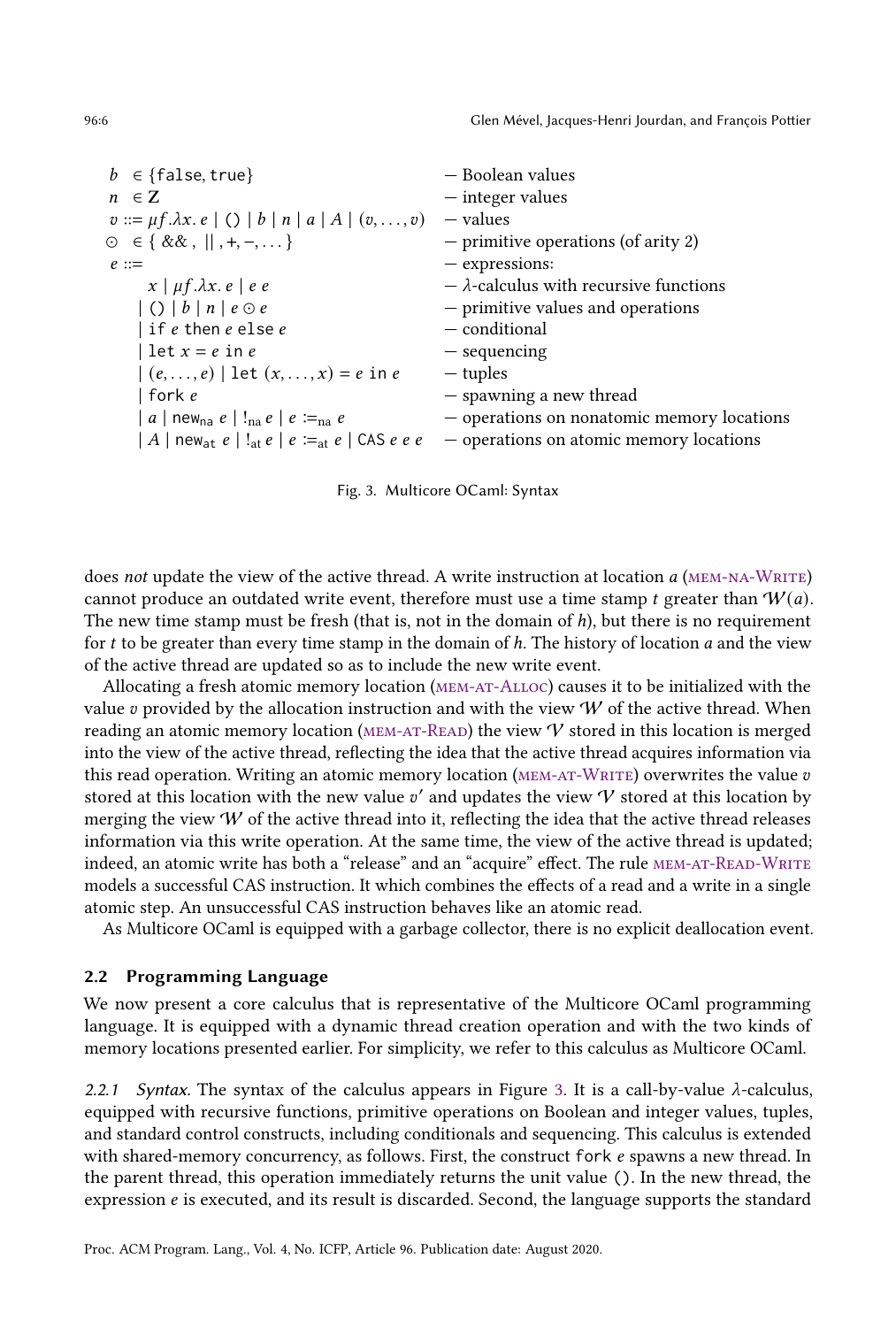| | |
|---|---|
| $b \in \{\mathtt{false}, \mathtt{true}\}$ | — Boolean values |
| $n \in \mathbf{Z}$ | — integer values |
| $v ::= \mu f.\lambda x.\, e \mid () \mid b \mid n \mid a \mid A \mid (v, \ldots, v)$ | — values |
| $\odot \in \{ \&\&\, ,\ \|\|\, , +, -, \ldots \}$ | — primitive operations (of arity 2) |
| $e ::=$ | — expressions: |
| $\quad x \mid \mu f.\lambda x.\, e \mid e\ e$ | — $\lambda$-calculus with recursive functions |
| $\quad \mid () \mid b \mid n \mid e \odot e$ | — primitive values and operations |
| $\quad \mid \mathtt{if}\ e\ \mathtt{then}\ e\ \mathtt{else}\ e$ | — conditional |
| $\quad \mid \mathtt{let}\ x = e\ \mathtt{in}\ e$ | — sequencing |
| $\quad \mid (e, \ldots, e) \mid \mathtt{let}\ (x, \ldots, x) = e\ \mathtt{in}\ e$ | — tuples |
| $\quad \mid \mathtt{fork}\ e$ | — spawning a new thread |
| $\quad \mid a \mid \mathtt{new}_{\mathsf{na}}\ e \mid !_{\mathsf{na}}\ e \mid e \coloneqq_{\mathsf{na}} e$ | — operations on nonatomic memory locations |
| $\quad \mid A \mid \mathtt{new}_{\mathsf{at}}\ e \mid !_{\mathsf{at}}\ e \mid e \coloneqq_{\mathsf{at}} e \mid \mathtt{CAS}\ e\ e\ e$ | — operations on atomic memory locations |

Fig. 3. Multicore OCaml: Syntax

does *not* update the view of the active thread. A write instruction at location $a$ (MEM-NA-WRITE) cannot produce an outdated write event, therefore must use a time stamp $t$ greater than $\mathcal{W}(a)$. The new time stamp must be fresh (that is, not in the domain of $h$), but there is no requirement for $t$ to be greater than every time stamp in the domain of $h$. The history of location $a$ and the view of the active thread are updated so as to include the new write event.

Allocating a fresh atomic memory location (MEM-AT-ALLOC) causes it to be initialized with the value $v$ provided by the allocation instruction and with the view $\mathcal{W}$ of the active thread. When reading an atomic memory location (MEM-AT-READ) the view $\mathcal{V}$ stored in this location is merged into the view of the active thread, reflecting the idea that the active thread acquires information via this read operation. Writing an atomic memory location (MEM-AT-WRITE) overwrites the value $v$ stored at this location with the new value $v'$ and updates the view $\mathcal{V}$ stored at this location by merging the view $\mathcal{W}$ of the active thread into it, reflecting the idea that the active thread releases information via this write operation. At the same time, the view of the active thread is updated; indeed, an atomic write has both a "release" and an "acquire" effect. The rule MEM-AT-READ-WRITE models a successful CAS instruction. It which combines the effects of a read and a write in a single atomic step. An unsuccessful CAS instruction behaves like an atomic read.

As Multicore OCaml is equipped with a garbage collector, there is no explicit deallocation event.

## 2.2 Programming Language

We now present a core calculus that is representative of the Multicore OCaml programming language. It is equipped with a dynamic thread creation operation and with the two kinds of memory locations presented earlier. For simplicity, we refer to this calculus as Multicore OCaml.

*2.2.1 Syntax.* The syntax of the calculus appears in Figure 3. It is a call-by-value $\lambda$-calculus, equipped with recursive functions, primitive operations on Boolean and integer values, tuples, and standard control constructs, including conditionals and sequencing. This calculus is extended with shared-memory concurrency, as follows. First, the construct `fork` $e$ spawns a new thread. In the parent thread, this operation immediately returns the unit value `()`. In the new thread, the expression $e$ is executed, and its result is discarded. Second, the language supports the standard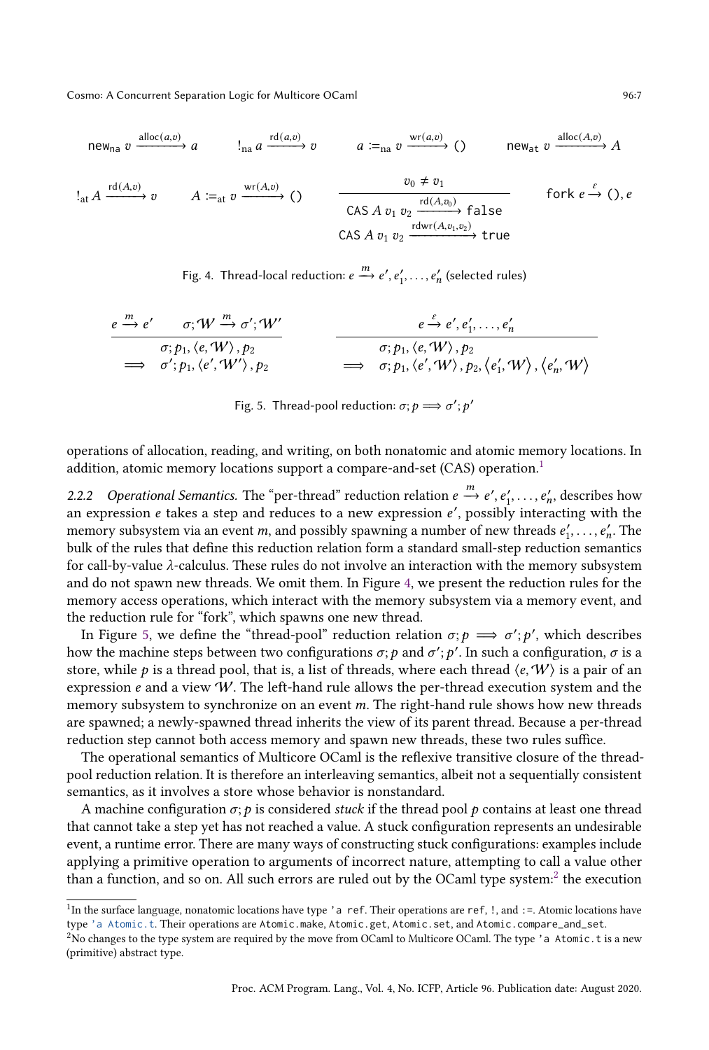$$\mathsf{new}_{\mathsf{na}}\ v \xrightarrow{\mathrm{alloc}(a,v)} a \qquad !_{\mathsf{na}}\ a \xrightarrow{\mathrm{rd}(a,v)} v \qquad a :=_{\mathsf{na}} v \xrightarrow{\mathrm{wr}(a,v)} () \qquad \mathsf{new}_{\mathsf{at}}\ v \xrightarrow{\mathrm{alloc}(A,v)} A$$

$$!_{\mathsf{at}}\ A \xrightarrow{\mathrm{rd}(A,v)} v \qquad A :=_{\mathsf{at}} v \xrightarrow{\mathrm{wr}(A,v)} () \qquad \frac{v_0 \neq v_1}{\mathsf{CAS}\ A\ v_1\ v_2 \xrightarrow{\mathrm{rd}(A,v_0)} \mathsf{false}} \qquad \mathsf{fork}\ e \xrightarrow{\varepsilon} (), e$$

$$\mathsf{CAS}\ A\ v_1\ v_2 \xrightarrow{\mathrm{rdwr}(A,v_1,v_2)} \mathsf{true}$$

Fig. 4. Thread-local reduction: $e \xrightarrow{m} e', e'_1, \ldots, e'_n$ (selected rules)

$$\frac{e \xrightarrow{m} e' \qquad \sigma; \mathcal{W} \xrightarrow{m} \sigma'; \mathcal{W}'}{\begin{array}{l}\sigma; p_1, \langle e, \mathcal{W} \rangle, p_2 \\ \Longrightarrow \quad \sigma'; p_1, \langle e', \mathcal{W}' \rangle, p_2\end{array}} \qquad \frac{e \xrightarrow{\varepsilon} e', e'_1, \ldots, e'_n}{\begin{array}{l}\sigma; p_1, \langle e, \mathcal{W} \rangle, p_2 \\ \Longrightarrow \quad \sigma; p_1, \langle e', \mathcal{W} \rangle, p_2, \langle e'_1, \mathcal{W} \rangle, \langle e'_n, \mathcal{W} \rangle\end{array}}$$

Fig. 5. Thread-pool reduction: $\sigma; p \Longrightarrow \sigma'; p'$

operations of allocation, reading, and writing, on both nonatomic and atomic memory locations. In addition, atomic memory locations support a compare-and-set (CAS) operation.[1]

*2.2.2 Operational Semantics.* The "per-thread" reduction relation $e \xrightarrow{m} e', e'_1, \ldots, e'_n$, describes how an expression $e$ takes a step and reduces to a new expression $e'$, possibly interacting with the memory subsystem via an event $m$, and possibly spawning a number of new threads $e'_1, \ldots, e'_n$. The bulk of the rules that define this reduction relation form a standard small-step reduction semantics for call-by-value $\lambda$-calculus. These rules do not involve an interaction with the memory subsystem and do not spawn new threads. We omit them. In Figure 4, we present the reduction rules for the memory access operations, which interact with the memory subsystem via a memory event, and the reduction rule for "fork", which spawns one new thread.

In Figure 5, we define the "thread-pool" reduction relation $\sigma; p \Longrightarrow \sigma'; p'$, which describes how the machine steps between two configurations $\sigma; p$ and $\sigma'; p'$. In such a configuration, $\sigma$ is a store, while $p$ is a thread pool, that is, a list of threads, where each thread $\langle e, \mathcal{W} \rangle$ is a pair of an expression $e$ and a view $\mathcal{W}$. The left-hand rule allows the per-thread execution system and the memory subsystem to synchronize on an event $m$. The right-hand rule shows how new threads are spawned; a newly-spawned thread inherits the view of its parent thread. Because a per-thread reduction step cannot both access memory and spawn new threads, these two rules suffice.

The operational semantics of Multicore OCaml is the reflexive transitive closure of the thread-pool reduction relation. It is therefore an interleaving semantics, albeit not a sequentially consistent semantics, as it involves a store whose behavior is nonstandard.

A machine configuration $\sigma; p$ is considered *stuck* if the thread pool $p$ contains at least one thread that cannot take a step yet has not reached a value. A stuck configuration represents an undesirable event, a runtime error. There are many ways of constructing stuck configurations: examples include applying a primitive operation to arguments of incorrect nature, attempting to call a value other than a function, and so on. All such errors are ruled out by the OCaml type system:[2] the execution

[1] In the surface language, nonatomic locations have type `'a ref`. Their operations are `ref`, `!`, and `:=`. Atomic locations have type `'a Atomic.t`. Their operations are `Atomic.make`, `Atomic.get`, `Atomic.set`, and `Atomic.compare_and_set`.

[2] No changes to the type system are required by the move from OCaml to Multicore OCaml. The type `'a Atomic.t` is a new (primitive) abstract type.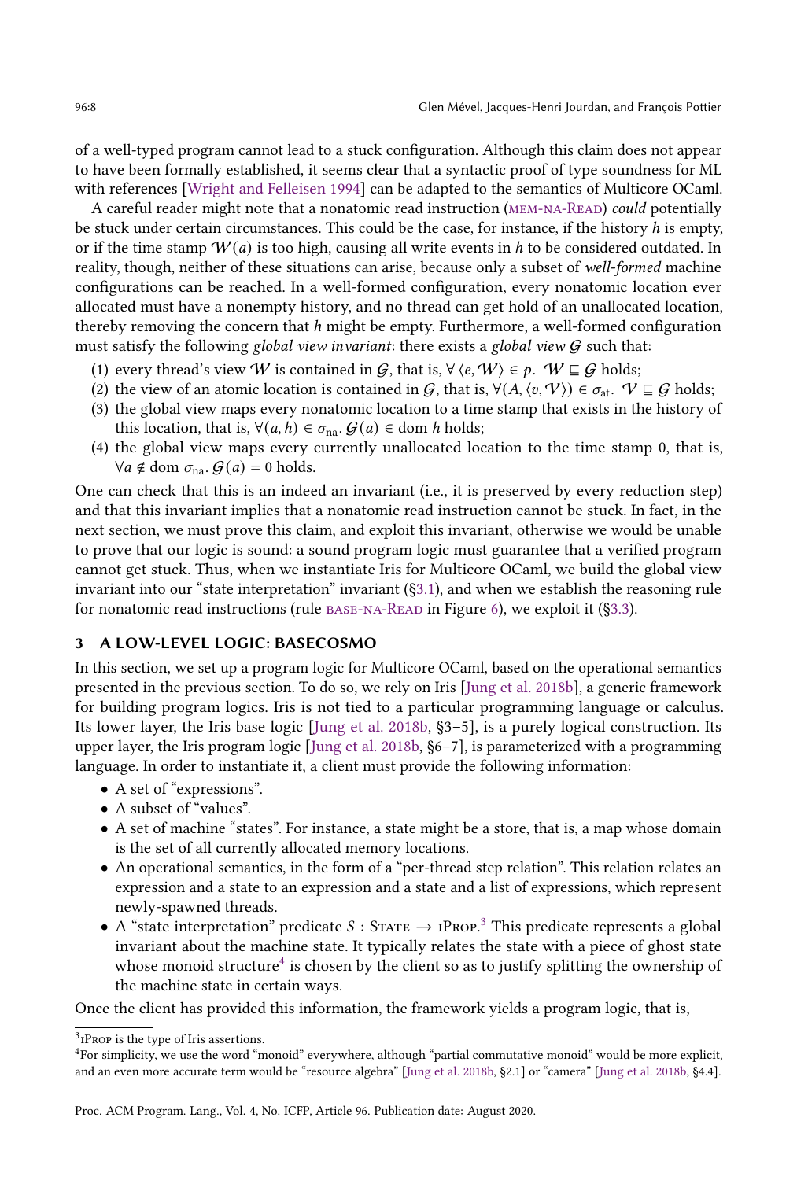of a well-typed program cannot lead to a stuck configuration. Although this claim does not appear to have been formally established, it seems clear that a syntactic proof of type soundness for ML with references [Wright and Felleisen 1994] can be adapted to the semantics of Multicore OCaml.

A careful reader might note that a nonatomic read instruction (MEM-NA-READ) *could* potentially be stuck under certain circumstances. This could be the case, for instance, if the history $h$ is empty, or if the time stamp $\mathcal{W}(a)$ is too high, causing all write events in $h$ to be considered outdated. In reality, though, neither of these situations can arise, because only a subset of *well-formed* machine configurations can be reached. In a well-formed configuration, every nonatomic location ever allocated must have a nonempty history, and no thread can get hold of an unallocated location, thereby removing the concern that $h$ might be empty. Furthermore, a well-formed configuration must satisfy the following *global view invariant*: there exists a *global view* $\mathcal{G}$ such that:

1. every thread's view $\mathcal{W}$ is contained in $\mathcal{G}$, that is, $\forall \langle e, \mathcal{W} \rangle \in p.\ \mathcal{W} \sqsubseteq \mathcal{G}$ holds;
2. the view of an atomic location is contained in $\mathcal{G}$, that is, $\forall (A, \langle v, \mathcal{V} \rangle) \in \sigma_{\text{at}}.\ \mathcal{V} \sqsubseteq \mathcal{G}$ holds;
3. the global view maps every nonatomic location to a time stamp that exists in the history of this location, that is, $\forall (a, h) \in \sigma_{\text{na}}.\ \mathcal{G}(a) \in \text{dom}\ h$ holds;
4. the global view maps every currently unallocated location to the time stamp 0, that is, $\forall a \notin \text{dom}\ \sigma_{\text{na}}.\ \mathcal{G}(a) = 0$ holds.

One can check that this is an indeed an invariant (i.e., it is preserved by every reduction step) and that this invariant implies that a nonatomic read instruction cannot be stuck. In fact, in the next section, we must prove this claim, and exploit this invariant, otherwise we would be unable to prove that our logic is sound: a sound program logic must guarantee that a verified program cannot get stuck. Thus, when we instantiate Iris for Multicore OCaml, we build the global view invariant into our "state interpretation" invariant (§3.1), and when we establish the reasoning rule for nonatomic read instructions (rule BASE-NA-READ in Figure 6), we exploit it (§3.3).

## 3 A LOW-LEVEL LOGIC: BASECOSMO

In this section, we set up a program logic for Multicore OCaml, based on the operational semantics presented in the previous section. To do so, we rely on Iris [Jung et al. 2018b], a generic framework for building program logics. Iris is not tied to a particular programming language or calculus. Its lower layer, the Iris base logic [Jung et al. 2018b, §3–5], is a purely logical construction. Its upper layer, the Iris program logic [Jung et al. 2018b, §6–7], is parameterized with a programming language. In order to instantiate it, a client must provide the following information:

- A set of "expressions".
- A subset of "values".
- A set of machine "states". For instance, a state might be a store, that is, a map whose domain is the set of all currently allocated memory locations.
- An operational semantics, in the form of a "per-thread step relation". This relation relates an expression and a state to an expression and a state and a list of expressions, which represent newly-spawned threads.
- A "state interpretation" predicate $S$ : STATE $\rightarrow$ IPROP.[3] This predicate represents a global invariant about the machine state. It typically relates the state with a piece of ghost state whose monoid structure[4] is chosen by the client so as to justify splitting the ownership of the machine state in certain ways.

Once the client has provided this information, the framework yields a program logic, that is,

[3] IPROP is the type of Iris assertions.

[4] For simplicity, we use the word "monoid" everywhere, although "partial commutative monoid" would be more explicit, and an even more accurate term would be "resource algebra" [Jung et al. 2018b, §2.1] or "camera" [Jung et al. 2018b, §4.4].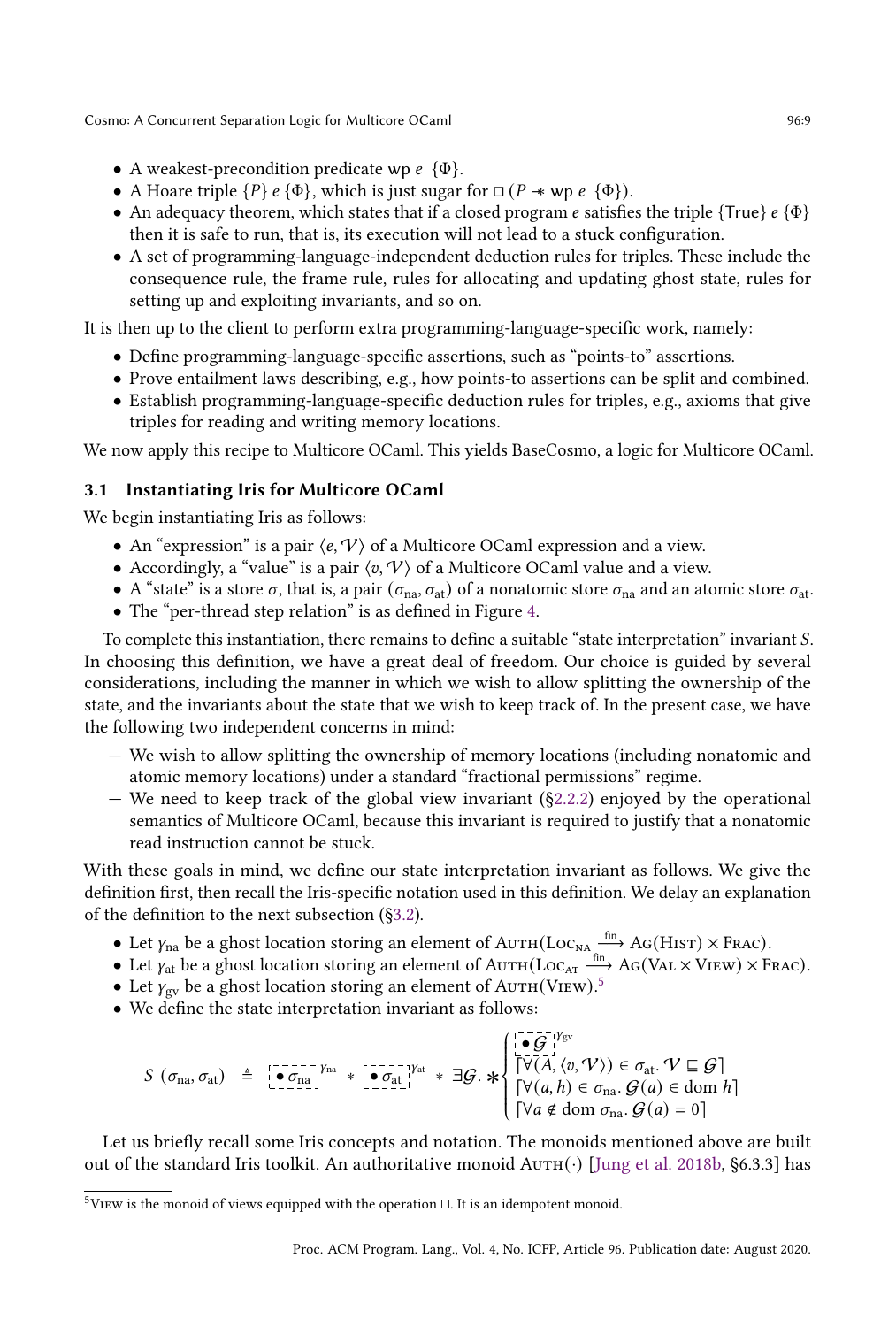- A weakest-precondition predicate $\text{wp } e \ \{\Phi\}$.
- A Hoare triple $\{P\} \ e \ \{\Phi\}$, which is just sugar for $\square \, (P \twoheadrightarrow \text{wp } e \ \{\Phi\})$.
- An adequacy theorem, which states that if a closed program $e$ satisfies the triple $\{\text{True}\} \ e \ \{\Phi\}$ then it is safe to run, that is, its execution will not lead to a stuck configuration.
- A set of programming-language-independent deduction rules for triples. These include the consequence rule, the frame rule, rules for allocating and updating ghost state, rules for setting up and exploiting invariants, and so on.

It is then up to the client to perform extra programming-language-specific work, namely:

- Define programming-language-specific assertions, such as "points-to" assertions.
- Prove entailment laws describing, e.g., how points-to assertions can be split and combined.
- Establish programming-language-specific deduction rules for triples, e.g., axioms that give triples for reading and writing memory locations.

We now apply this recipe to Multicore OCaml. This yields BaseCosmo, a logic for Multicore OCaml.

### 3.1 Instantiating Iris for Multicore OCaml

We begin instantiating Iris as follows:

- An "expression" is a pair $\langle e, \mathcal{V} \rangle$ of a Multicore OCaml expression and a view.
- Accordingly, a "value" is a pair $\langle v, \mathcal{V} \rangle$ of a Multicore OCaml value and a view.
- A "state" is a store $\sigma$, that is, a pair $(\sigma_{\text{na}}, \sigma_{\text{at}})$ of a nonatomic store $\sigma_{\text{na}}$ and an atomic store $\sigma_{\text{at}}$.
- The "per-thread step relation" is as defined in Figure 4.

To complete this instantiation, there remains to define a suitable "state interpretation" invariant $S$. In choosing this definition, we have a great deal of freedom. Our choice is guided by several considerations, including the manner in which we wish to allow splitting the ownership of the state, and the invariants about the state that we wish to keep track of. In the present case, we have the following two independent concerns in mind:

— We wish to allow splitting the ownership of memory locations (including nonatomic and atomic memory locations) under a standard "fractional permissions" regime.

— We need to keep track of the global view invariant (§2.2.2) enjoyed by the operational semantics of Multicore OCaml, because this invariant is required to justify that a nonatomic read instruction cannot be stuck.

With these goals in mind, we define our state interpretation invariant as follows. We give the definition first, then recall the Iris-specific notation used in this definition. We delay an explanation of the definition to the next subsection (§3.2).

- Let $\gamma_{\text{na}}$ be a ghost location storing an element of $\textsc{Auth}(\textsc{Loc}_{\textsc{na}} \xrightarrow{\text{fin}} \textsc{Ag}(\textsc{Hist}) \times \textsc{Frac})$.
- Let $\gamma_{\text{at}}$ be a ghost location storing an element of $\textsc{Auth}(\textsc{Loc}_{\textsc{at}} \xrightarrow{\text{fin}} \textsc{Ag}(\textsc{Val} \times \textsc{View}) \times \textsc{Frac})$.
- Let $\gamma_{\text{gv}}$ be a ghost location storing an element of $\textsc{Auth}(\textsc{View})$.[5]
- We define the state interpretation invariant as follows:

$$S \ (\sigma_{\text{na}}, \sigma_{\text{at}}) \ \triangleq \ \boxed{\bullet \, \sigma_{\text{na}}}^{\gamma_{\text{na}}} \ * \ \boxed{\bullet \, \sigma_{\text{at}}}^{\gamma_{\text{at}}} \ * \ \exists \mathcal{G}. \ \ast \begin{cases} \boxed{\bullet \, \mathcal{G}}^{\gamma_{\text{gv}}} \\ \lceil \forall (A, \langle v, \mathcal{V} \rangle) \in \sigma_{\text{at}}. \ \mathcal{V} \sqsubseteq \mathcal{G} \rceil \\ \lceil \forall (a, h) \in \sigma_{\text{na}}. \ \mathcal{G}(a) \in \text{dom } h \rceil \\ \lceil \forall a \notin \text{dom } \sigma_{\text{na}}. \ \mathcal{G}(a) = 0 \rceil \end{cases}$$

Let us briefly recall some Iris concepts and notation. The monoids mentioned above are built out of the standard Iris toolkit. An authoritative monoid $\textsc{Auth}(\cdot)$ [Jung et al. 2018b, §6.3.3] has

[5] $\textsc{View}$ is the monoid of views equipped with the operation $\sqcup$. It is an idempotent monoid.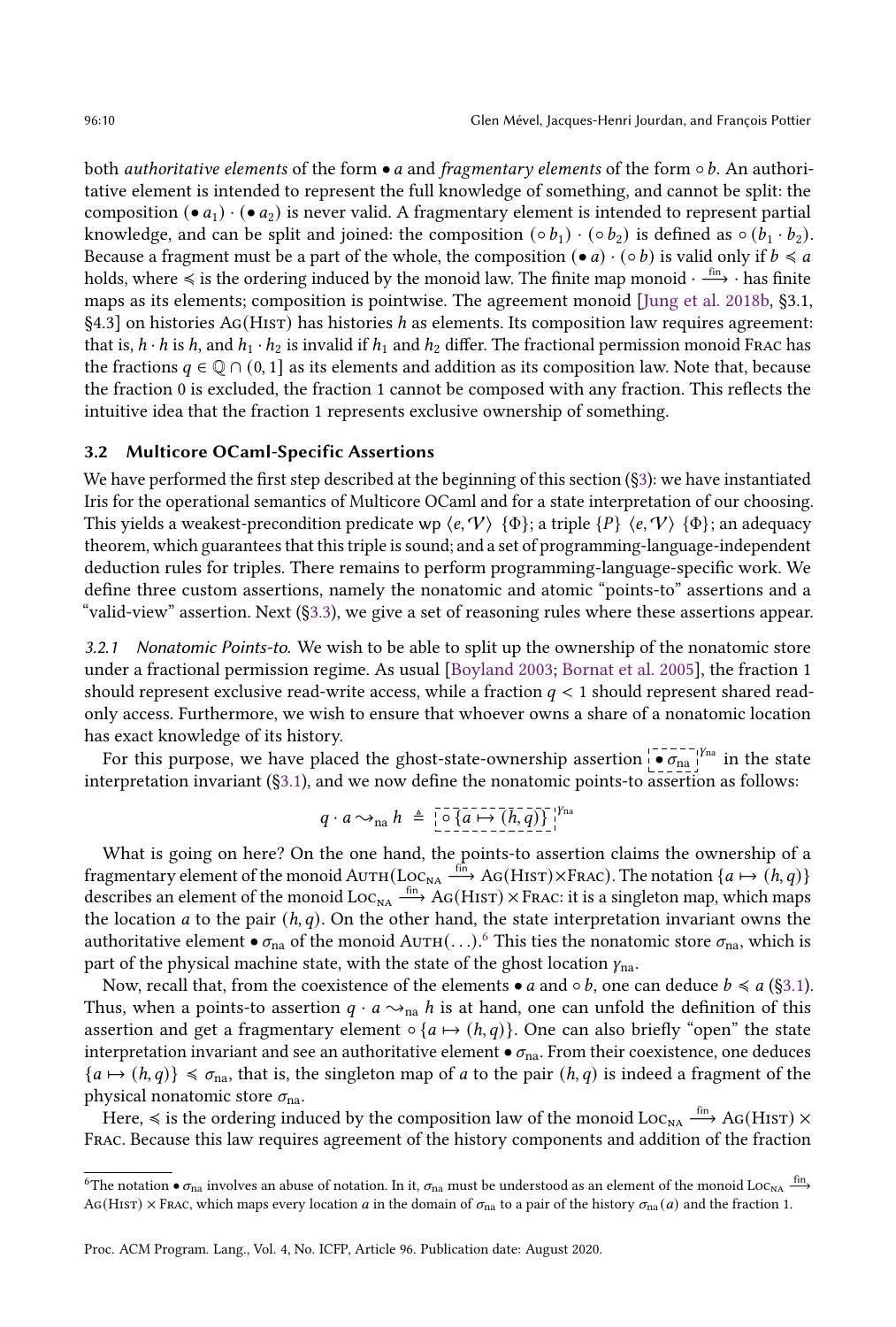both *authoritative elements* of the form $\bullet\, a$ and *fragmentary elements* of the form $\circ\, b$. An authoritative element is intended to represent the full knowledge of something, and cannot be split: the composition $(\bullet\, a_1) \cdot (\bullet\, a_2)$ is never valid. A fragmentary element is intended to represent partial knowledge, and can be split and joined: the composition $(\circ\, b_1) \cdot (\circ\, b_2)$ is defined as $\circ\, (b_1 \cdot b_2)$. Because a fragment must be a part of the whole, the composition $(\bullet\, a) \cdot (\circ\, b)$ is valid only if $b \preccurlyeq a$ holds, where $\preccurlyeq$ is the ordering induced by the monoid law. The finite map monoid $\cdot \xrightarrow{\text{fin}} \cdot$ has finite maps as its elements; composition is pointwise. The agreement monoid [Jung et al. 2018b, §3.1, §4.3] on histories $\textsc{Ag}(\textsc{Hist})$ has histories $h$ as elements. Its composition law requires agreement: that is, $h \cdot h$ is $h$, and $h_1 \cdot h_2$ is invalid if $h_1$ and $h_2$ differ. The fractional permission monoid $\textsc{Frac}$ has the fractions $q \in \mathbb{Q} \cap (0, 1]$ as its elements and addition as its composition law. Note that, because the fraction 0 is excluded, the fraction 1 cannot be composed with any fraction. This reflects the intuitive idea that the fraction 1 represents exclusive ownership of something.

### 3.2 Multicore OCaml-Specific Assertions

We have performed the first step described at the beginning of this section (§3): we have instantiated Iris for the operational semantics of Multicore OCaml and for a state interpretation of our choosing. This yields a weakest-precondition predicate $\mathrm{wp}\ \langle e, \mathcal{V}\rangle\ \{\Phi\}$; a triple $\{P\}\ \langle e, \mathcal{V}\rangle\ \{\Phi\}$; an adequacy theorem, which guarantees that this triple is sound; and a set of programming-language-independent deduction rules for triples. There remains to perform programming-language-specific work. We define three custom assertions, namely the nonatomic and atomic "points-to" assertions and a "valid-view" assertion. Next (§3.3), we give a set of reasoning rules where these assertions appear.

#### 3.2.1 Nonatomic Points-to.

We wish to be able to split up the ownership of the nonatomic store under a fractional permission regime. As usual [Boyland 2003; Bornat et al. 2005], the fraction 1 should represent exclusive read-write access, while a fraction $q < 1$ should represent shared read-only access. Furthermore, we wish to ensure that whoever owns a share of a nonatomic location has exact knowledge of its history.

For this purpose, we have placed the ghost-state-ownership assertion $\boxed{\bullet\, \sigma_{\text{na}}}^{\gamma_{\text{na}}}$ in the state interpretation invariant (§3.1), and we now define the nonatomic points-to assertion as follows:

$$q \cdot a \rightsquigarrow_{\text{na}} h \;\triangleq\; \boxed{\circ\, \{a \mapsto (h, q)\}}^{\gamma_{\text{na}}}$$

What is going on here? On the one hand, the points-to assertion claims the ownership of a fragmentary element of the monoid $\textsc{Auth}(\textsc{Loc}_{\textsc{na}} \xrightarrow{\text{fin}} \textsc{Ag}(\textsc{Hist}) \times \textsc{Frac})$. The notation $\{a \mapsto (h, q)\}$ describes an element of the monoid $\textsc{Loc}_{\textsc{na}} \xrightarrow{\text{fin}} \textsc{Ag}(\textsc{Hist}) \times \textsc{Frac}$: it is a singleton map, which maps the location $a$ to the pair $(h, q)$. On the other hand, the state interpretation invariant owns the authoritative element $\bullet\, \sigma_{\text{na}}$ of the monoid $\textsc{Auth}(\ldots)$.[6] This ties the nonatomic store $\sigma_{\text{na}}$, which is part of the physical machine state, with the state of the ghost location $\gamma_{\text{na}}$.

Now, recall that, from the coexistence of the elements $\bullet\, a$ and $\circ\, b$, one can deduce $b \preccurlyeq a$ (§3.1). Thus, when a points-to assertion $q \cdot a \rightsquigarrow_{\text{na}} h$ is at hand, one can unfold the definition of this assertion and get a fragmentary element $\circ\, \{a \mapsto (h, q)\}$. One can also briefly "open" the state interpretation invariant and see an authoritative element $\bullet\, \sigma_{\text{na}}$. From their coexistence, one deduces $\{a \mapsto (h, q)\} \preccurlyeq \sigma_{\text{na}}$, that is, the singleton map of $a$ to the pair $(h, q)$ is indeed a fragment of the physical nonatomic store $\sigma_{\text{na}}$.

Here, $\preccurlyeq$ is the ordering induced by the composition law of the monoid $\textsc{Loc}_{\textsc{na}} \xrightarrow{\text{fin}} \textsc{Ag}(\textsc{Hist}) \times \textsc{Frac}$. Because this law requires agreement of the history components and addition of the fraction

---

[6] The notation $\bullet\, \sigma_{\text{na}}$ involves an abuse of notation. In it, $\sigma_{\text{na}}$ must be understood as an element of the monoid $\textsc{Loc}_{\textsc{na}} \xrightarrow{\text{fin}} \textsc{Ag}(\textsc{Hist}) \times \textsc{Frac}$, which maps every location $a$ in the domain of $\sigma_{\text{na}}$ to a pair of the history $\sigma_{\text{na}}(a)$ and the fraction 1.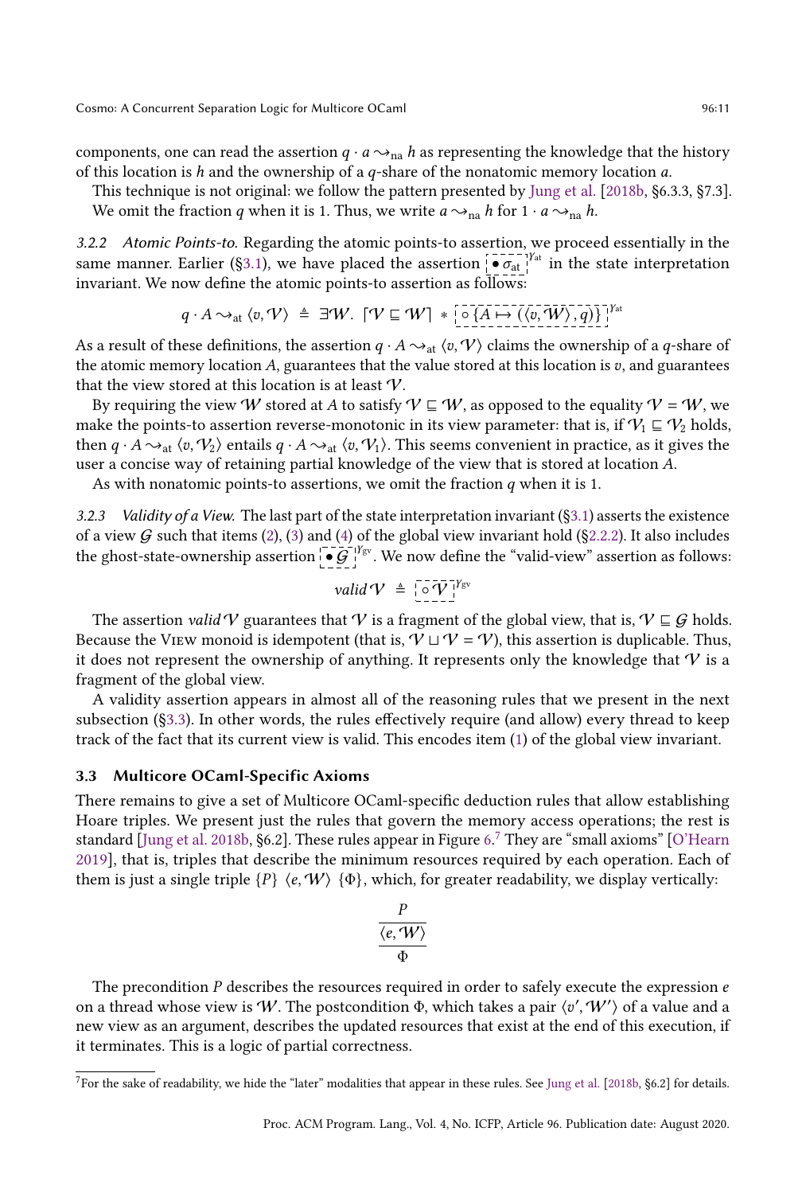components, one can read the assertion $q \cdot a \rightsquigarrow_{\text{na}} h$ as representing the knowledge that the history of this location is $h$ and the ownership of a $q$-share of the nonatomic memory location $a$.

This technique is not original: we follow the pattern presented by Jung et al. [2018b, §6.3.3, §7.3]. We omit the fraction $q$ when it is 1. Thus, we write $a \rightsquigarrow_{\text{na}} h$ for $1 \cdot a \rightsquigarrow_{\text{na}} h$.

#### 3.2.2 *Atomic Points-to.*

Regarding the atomic points-to assertion, we proceed essentially in the same manner. Earlier (§3.1), we have placed the assertion $\boxed{\bullet\, \sigma_{\text{at}}}^{\gamma_{\text{at}}}$ in the state interpretation invariant. We now define the atomic points-to assertion as follows:

$$q \cdot A \rightsquigarrow_{\text{at}} \langle v, \mathcal{V} \rangle \;\triangleq\; \exists \mathcal{W}.\; \lceil \mathcal{V} \sqsubseteq \mathcal{W} \rceil \;*\; \boxed{\circ \{A \mapsto (\langle v, \mathcal{W} \rangle, q)\}}^{\gamma_{\text{at}}}$$

As a result of these definitions, the assertion $q \cdot A \rightsquigarrow_{\text{at}} \langle v, \mathcal{V} \rangle$ claims the ownership of a $q$-share of the atomic memory location $A$, guarantees that the value stored at this location is $v$, and guarantees that the view stored at this location is at least $\mathcal{V}$.

By requiring the view $\mathcal{W}$ stored at $A$ to satisfy $\mathcal{V} \sqsubseteq \mathcal{W}$, as opposed to the equality $\mathcal{V} = \mathcal{W}$, we make the points-to assertion reverse-monotonic in its view parameter: that is, if $\mathcal{V}_1 \sqsubseteq \mathcal{V}_2$ holds, then $q \cdot A \rightsquigarrow_{\text{at}} \langle v, \mathcal{V}_2 \rangle$ entails $q \cdot A \rightsquigarrow_{\text{at}} \langle v, \mathcal{V}_1 \rangle$. This seems convenient in practice, as it gives the user a concise way of retaining partial knowledge of the view that is stored at location $A$.

As with nonatomic points-to assertions, we omit the fraction $q$ when it is 1.

#### 3.2.3 *Validity of a View.*

The last part of the state interpretation invariant (§3.1) asserts the existence of a view $\mathcal{G}$ such that items (2), (3) and (4) of the global view invariant hold (§2.2.2). It also includes the ghost-state-ownership assertion $\boxed{\bullet\, \mathcal{G}}^{\gamma_{\text{gv}}}$. We now define the "valid-view" assertion as follows:

$$\mathit{valid}\, \mathcal{V} \;\triangleq\; \boxed{\circ\, \mathcal{V}}^{\gamma_{\text{gv}}}$$

The assertion $\mathit{valid}\, \mathcal{V}$ guarantees that $\mathcal{V}$ is a fragment of the global view, that is, $\mathcal{V} \sqsubseteq \mathcal{G}$ holds. Because the View monoid is idempotent (that is, $\mathcal{V} \sqcup \mathcal{V} = \mathcal{V}$), this assertion is duplicable. Thus, it does not represent the ownership of anything. It represents only the knowledge that $\mathcal{V}$ is a fragment of the global view.

A validity assertion appears in almost all of the reasoning rules that we present in the next subsection (§3.3). In other words, the rules effectively require (and allow) every thread to keep track of the fact that its current view is valid. This encodes item (1) of the global view invariant.

### 3.3 Multicore OCaml-Specific Axioms

There remains to give a set of Multicore OCaml-specific deduction rules that allow establishing Hoare triples. We present just the rules that govern the memory access operations; the rest is standard [Jung et al. 2018b, §6.2]. These rules appear in Figure 6.[7] They are "small axioms" [O'Hearn 2019], that is, triples that describe the minimum resources required by each operation. Each of them is just a single triple $\{P\}\ \langle e, \mathcal{W} \rangle\ \{\Phi\}$, which, for greater readability, we display vertically:

$$\frac{\dfrac{P}{\langle e, \mathcal{W} \rangle}}{\Phi}$$

The precondition $P$ describes the resources required in order to safely execute the expression $e$ on a thread whose view is $\mathcal{W}$. The postcondition $\Phi$, which takes a pair $\langle v', \mathcal{W}' \rangle$ of a value and a new view as an argument, describes the updated resources that exist at the end of this execution, if it terminates. This is a logic of partial correctness.

---

[7] For the sake of readability, we hide the "later" modalities that appear in these rules. See Jung et al. [2018b, §6.2] for details.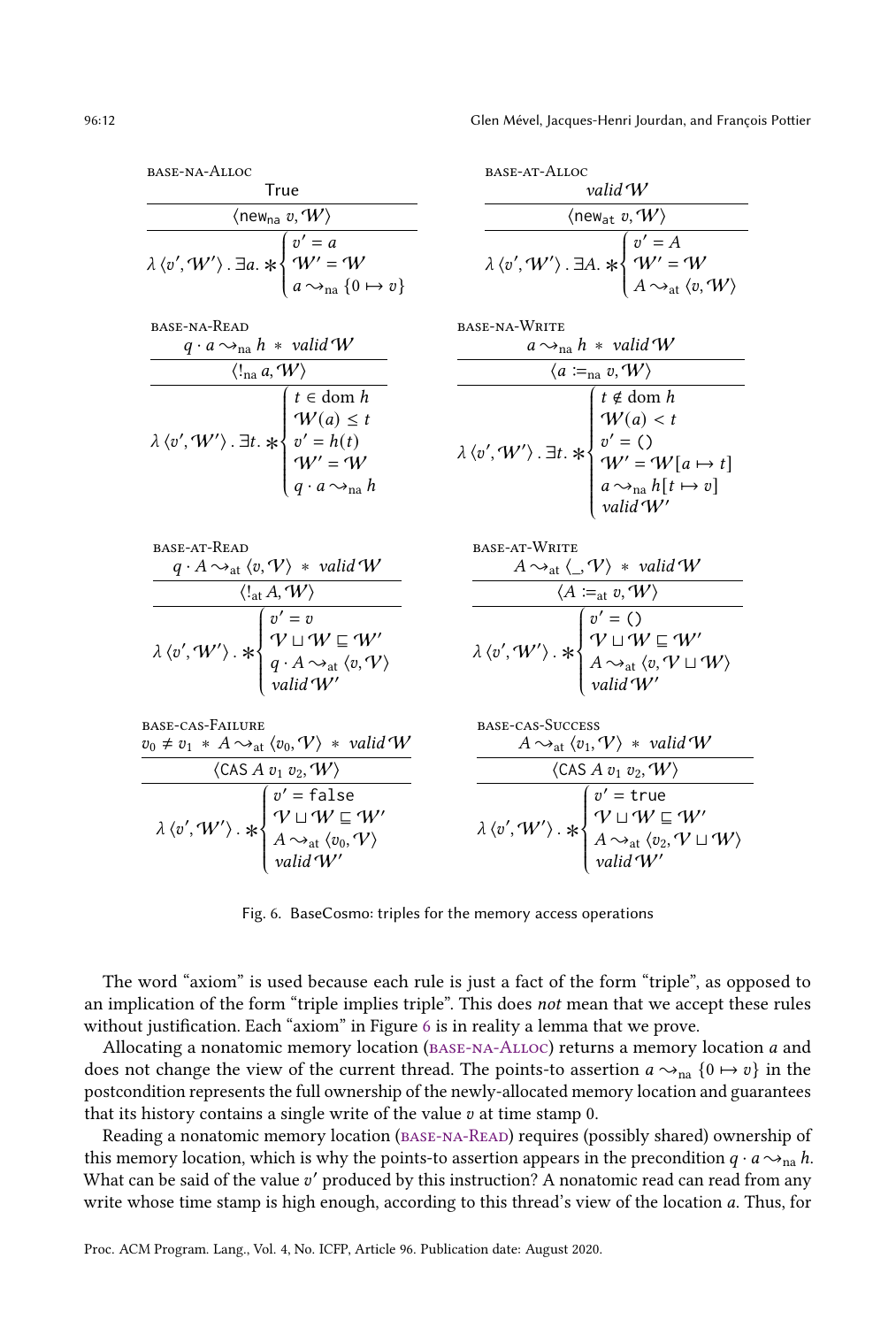**base-na-Alloc**

$$\frac{\text{True}}{\langle \mathsf{new}_{\mathsf{na}}\ v, \mathcal{W} \rangle}\qquad \lambda \langle v', \mathcal{W}' \rangle .\ \exists a.\ *\begin{cases} v' = a \\ \mathcal{W}' = \mathcal{W} \\ a \rightsquigarrow_{\mathrm{na}} \{0 \mapsto v\} \end{cases}$$

**base-at-Alloc**

$$\frac{\mathit{valid}\,\mathcal{W}}{\langle \mathsf{new}_{\mathsf{at}}\ v, \mathcal{W} \rangle}\qquad \lambda \langle v', \mathcal{W}' \rangle .\ \exists A.\ *\begin{cases} v' = A \\ \mathcal{W}' = \mathcal{W} \\ A \rightsquigarrow_{\mathrm{at}} \langle v, \mathcal{W} \rangle \end{cases}$$

**base-na-Read**

$$\frac{q \cdot a \rightsquigarrow_{\mathrm{na}} h\ *\ \mathit{valid}\,\mathcal{W}}{\langle !_{\mathsf{na}}\ a, \mathcal{W} \rangle}\qquad \lambda \langle v', \mathcal{W}' \rangle .\ \exists t.\ *\begin{cases} t \in \operatorname{dom} h \\ \mathcal{W}(a) \le t \\ v' = h(t) \\ \mathcal{W}' = \mathcal{W} \\ q \cdot a \rightsquigarrow_{\mathrm{na}} h \end{cases}$$

**base-na-Write**

$$\frac{a \rightsquigarrow_{\mathrm{na}} h\ *\ \mathit{valid}\,\mathcal{W}}{\langle a :=_{\mathsf{na}} v, \mathcal{W} \rangle}\qquad \lambda \langle v', \mathcal{W}' \rangle .\ \exists t.\ *\begin{cases} t \notin \operatorname{dom} h \\ \mathcal{W}(a) < t \\ v' = () \\ \mathcal{W}' = \mathcal{W}[a \mapsto t] \\ a \rightsquigarrow_{\mathrm{na}} h[t \mapsto v] \\ \mathit{valid}\,\mathcal{W}' \end{cases}$$

**base-at-Read**

$$\frac{q \cdot A \rightsquigarrow_{\mathrm{at}} \langle v, \mathcal{V} \rangle\ *\ \mathit{valid}\,\mathcal{W}}{\langle !_{\mathsf{at}}\ A, \mathcal{W} \rangle}\qquad \lambda \langle v', \mathcal{W}' \rangle .\ *\begin{cases} v' = v \\ \mathcal{V} \sqcup \mathcal{W} \sqsubseteq \mathcal{W}' \\ q \cdot A \rightsquigarrow_{\mathrm{at}} \langle v, \mathcal{V} \rangle \\ \mathit{valid}\,\mathcal{W}' \end{cases}$$

**base-at-Write**

$$\frac{A \rightsquigarrow_{\mathrm{at}} \langle \_, \mathcal{V} \rangle\ *\ \mathit{valid}\,\mathcal{W}}{\langle A :=_{\mathsf{at}} v, \mathcal{W} \rangle}\qquad \lambda \langle v', \mathcal{W}' \rangle .\ *\begin{cases} v' = () \\ \mathcal{V} \sqcup \mathcal{W} \sqsubseteq \mathcal{W}' \\ A \rightsquigarrow_{\mathrm{at}} \langle v, \mathcal{V} \sqcup \mathcal{W} \rangle \\ \mathit{valid}\,\mathcal{W}' \end{cases}$$

**base-cas-Failure**

$$\frac{v_0 \neq v_1\ *\ A \rightsquigarrow_{\mathrm{at}} \langle v_0, \mathcal{V} \rangle\ *\ \mathit{valid}\,\mathcal{W}}{\langle \mathsf{CAS}\ A\ v_1\ v_2, \mathcal{W} \rangle}\qquad \lambda \langle v', \mathcal{W}' \rangle .\ *\begin{cases} v' = \mathsf{false} \\ \mathcal{V} \sqcup \mathcal{W} \sqsubseteq \mathcal{W}' \\ A \rightsquigarrow_{\mathrm{at}} \langle v_0, \mathcal{V} \rangle \\ \mathit{valid}\,\mathcal{W}' \end{cases}$$

**base-cas-Success**

$$\frac{A \rightsquigarrow_{\mathrm{at}} \langle v_1, \mathcal{V} \rangle\ *\ \mathit{valid}\,\mathcal{W}}{\langle \mathsf{CAS}\ A\ v_1\ v_2, \mathcal{W} \rangle}\qquad \lambda \langle v', \mathcal{W}' \rangle .\ *\begin{cases} v' = \mathsf{true} \\ \mathcal{V} \sqcup \mathcal{W} \sqsubseteq \mathcal{W}' \\ A \rightsquigarrow_{\mathrm{at}} \langle v_2, \mathcal{V} \sqcup \mathcal{W} \rangle \\ \mathit{valid}\,\mathcal{W}' \end{cases}$$

Fig. 6. BaseCosmo: triples for the memory access operations

The word "axiom" is used because each rule is just a fact of the form "triple", as opposed to an implication of the form "triple implies triple". This does *not* mean that we accept these rules without justification. Each "axiom" in Figure 6 is in reality a lemma that we prove.

Allocating a nonatomic memory location (base-na-Alloc) returns a memory location $a$ and does not change the view of the current thread. The points-to assertion $a \rightsquigarrow_{\mathrm{na}} \{0 \mapsto v\}$ in the postcondition represents the full ownership of the newly-allocated memory location and guarantees that its history contains a single write of the value $v$ at time stamp 0.

Reading a nonatomic memory location (base-na-Read) requires (possibly shared) ownership of this memory location, which is why the points-to assertion appears in the precondition $q \cdot a \rightsquigarrow_{\mathrm{na}} h$. What can be said of the value $v'$ produced by this instruction? A nonatomic read can read from any write whose time stamp is high enough, according to this thread's view of the location $a$. Thus, for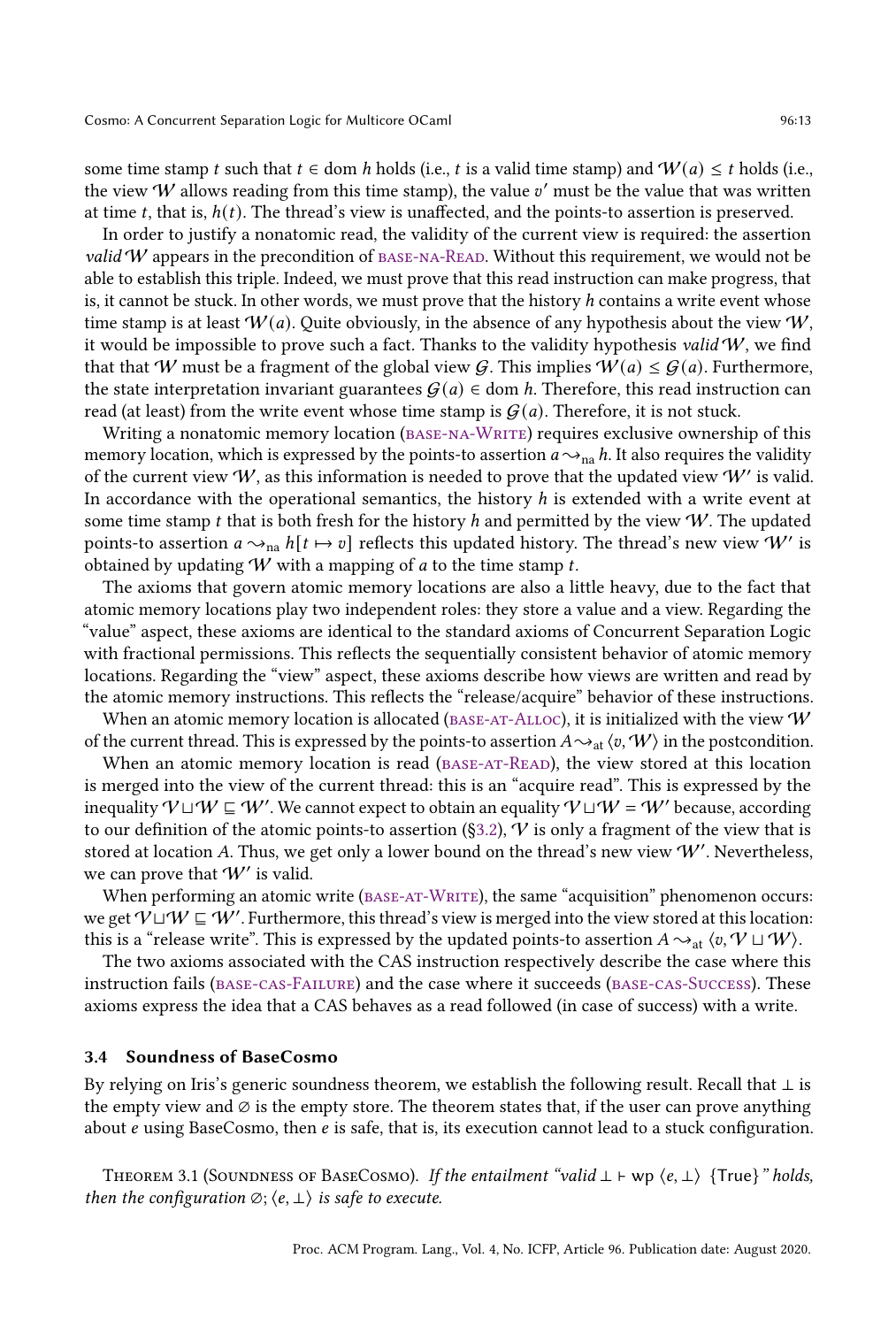some time stamp $t$ such that $t \in \text{dom}\, h$ holds (i.e., $t$ is a valid time stamp) and $\mathcal{W}(a) \leq t$ holds (i.e., the view $\mathcal{W}$ allows reading from this time stamp), the value $v'$ must be the value that was written at time $t$, that is, $h(t)$. The thread's view is unaffected, and the points-to assertion is preserved.

In order to justify a nonatomic read, the validity of the current view is required: the assertion *valid* $\mathcal{W}$ appears in the precondition of BASE-NA-READ. Without this requirement, we would not be able to establish this triple. Indeed, we must prove that this read instruction can make progress, that is, it cannot be stuck. In other words, we must prove that the history $h$ contains a write event whose time stamp is at least $\mathcal{W}(a)$. Quite obviously, in the absence of any hypothesis about the view $\mathcal{W}$, it would be impossible to prove such a fact. Thanks to the validity hypothesis *valid* $\mathcal{W}$, we find that that $\mathcal{W}$ must be a fragment of the global view $\mathcal{G}$. This implies $\mathcal{W}(a) \leq \mathcal{G}(a)$. Furthermore, the state interpretation invariant guarantees $\mathcal{G}(a) \in \text{dom}\, h$. Therefore, this read instruction can read (at least) from the write event whose time stamp is $\mathcal{G}(a)$. Therefore, it is not stuck.

Writing a nonatomic memory location (BASE-NA-WRITE) requires exclusive ownership of this memory location, which is expressed by the points-to assertion $a \rightsquigarrow_{\text{na}} h$. It also requires the validity of the current view $\mathcal{W}$, as this information is needed to prove that the updated view $\mathcal{W}'$ is valid. In accordance with the operational semantics, the history $h$ is extended with a write event at some time stamp $t$ that is both fresh for the history $h$ and permitted by the view $\mathcal{W}$. The updated points-to assertion $a \rightsquigarrow_{\text{na}} h[t \mapsto v]$ reflects this updated history. The thread's new view $\mathcal{W}'$ is obtained by updating $\mathcal{W}$ with a mapping of $a$ to the time stamp $t$.

The axioms that govern atomic memory locations are also a little heavy, due to the fact that atomic memory locations play two independent roles: they store a value and a view. Regarding the "value" aspect, these axioms are identical to the standard axioms of Concurrent Separation Logic with fractional permissions. This reflects the sequentially consistent behavior of atomic memory locations. Regarding the "view" aspect, these axioms describe how views are written and read by the atomic memory instructions. This reflects the "release/acquire" behavior of these instructions.

When an atomic memory location is allocated (BASE-AT-ALLOC), it is initialized with the view $\mathcal{W}$ of the current thread. This is expressed by the points-to assertion $A \rightsquigarrow_{\text{at}} \langle v, \mathcal{W} \rangle$ in the postcondition.

When an atomic memory location is read (BASE-AT-READ), the view stored at this location is merged into the view of the current thread: this is an "acquire read". This is expressed by the inequality $\mathcal{V} \sqcup \mathcal{W} \sqsubseteq \mathcal{W}'$. We cannot expect to obtain an equality $\mathcal{V} \sqcup \mathcal{W} = \mathcal{W}'$ because, according to our definition of the atomic points-to assertion (§3.2), $\mathcal{V}$ is only a fragment of the view that is stored at location $A$. Thus, we get only a lower bound on the thread's new view $\mathcal{W}'$. Nevertheless, we can prove that $\mathcal{W}'$ is valid.

When performing an atomic write (BASE-AT-WRITE), the same "acquisition" phenomenon occurs: we get $\mathcal{V} \sqcup \mathcal{W} \sqsubseteq \mathcal{W}'$. Furthermore, this thread's view is merged into the view stored at this location: this is a "release write". This is expressed by the updated points-to assertion $A \rightsquigarrow_{\text{at}} \langle v, \mathcal{V} \sqcup \mathcal{W} \rangle$.

The two axioms associated with the CAS instruction respectively describe the case where this instruction fails (BASE-CAS-FAILURE) and the case where it succeeds (BASE-CAS-SUCCESS). These axioms express the idea that a CAS behaves as a read followed (in case of success) with a write.

### 3.4 Soundness of BaseCosmo

By relying on Iris's generic soundness theorem, we establish the following result. Recall that $\perp$ is the empty view and $\varnothing$ is the empty store. The theorem states that, if the user can prove anything about $e$ using BaseCosmo, then $e$ is safe, that is, its execution cannot lead to a stuck configuration.

THEOREM 3.1 (SOUNDNESS OF BASECOSMO). *If the entailment "valid* $\perp \vdash \text{wp}\ \langle e, \perp \rangle\ \{\text{True}\}$*" holds, then the configuration* $\varnothing; \langle e, \perp \rangle$ *is safe to execute.*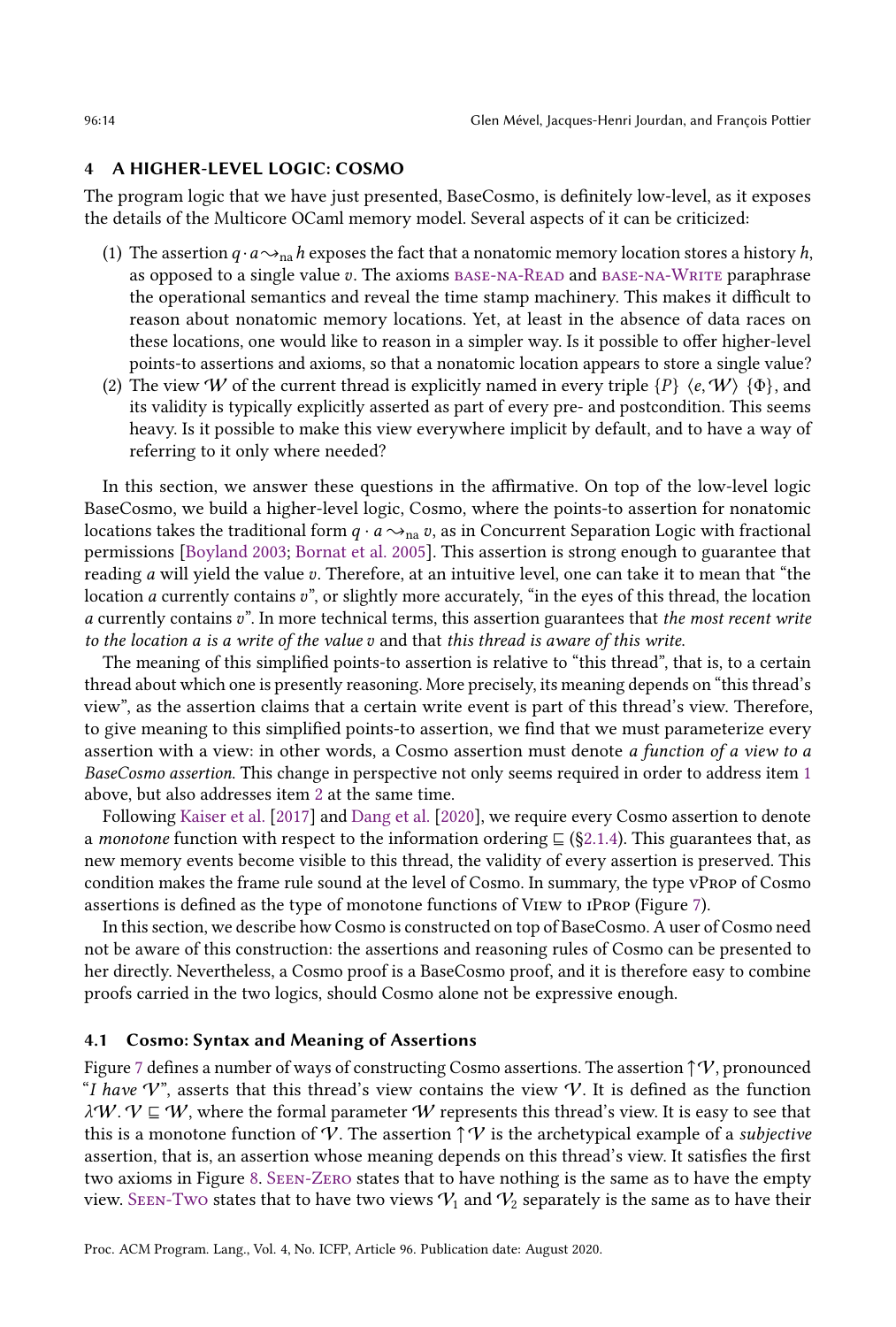## 4 A HIGHER-LEVEL LOGIC: COSMO

The program logic that we have just presented, BaseCosmo, is definitely low-level, as it exposes the details of the Multicore OCaml memory model. Several aspects of it can be criticized:

(1) The assertion $q \cdot a \rightsquigarrow_{\text{na}} h$ exposes the fact that a nonatomic memory location stores a history $h$, as opposed to a single value $v$. The axioms BASE-NA-READ and BASE-NA-WRITE paraphrase the operational semantics and reveal the time stamp machinery. This makes it difficult to reason about nonatomic memory locations. Yet, at least in the absence of data races on these locations, one would like to reason in a simpler way. Is it possible to offer higher-level points-to assertions and axioms, so that a nonatomic location appears to store a single value?

(2) The view $\mathcal{W}$ of the current thread is explicitly named in every triple $\{P\}\ \langle e, \mathcal{W}\rangle\ \{\Phi\}$, and its validity is typically explicitly asserted as part of every pre- and postcondition. This seems heavy. Is it possible to make this view everywhere implicit by default, and to have a way of referring to it only where needed?

In this section, we answer these questions in the affirmative. On top of the low-level logic BaseCosmo, we build a higher-level logic, Cosmo, where the points-to assertion for nonatomic locations takes the traditional form $q \cdot a \rightsquigarrow_{\text{na}} v$, as in Concurrent Separation Logic with fractional permissions [Boyland 2003; Bornat et al. 2005]. This assertion is strong enough to guarantee that reading $a$ will yield the value $v$. Therefore, at an intuitive level, one can take it to mean that "the location $a$ currently contains $v$", or slightly more accurately, "in the eyes of this thread, the location $a$ currently contains $v$". In more technical terms, this assertion guarantees that *the most recent write to the location $a$ is a write of the value $v$* and that *this thread is aware of this write.*

The meaning of this simplified points-to assertion is relative to "this thread", that is, to a certain thread about which one is presently reasoning. More precisely, its meaning depends on "this thread's view", as the assertion claims that a certain write event is part of this thread's view. Therefore, to give meaning to this simplified points-to assertion, we find that we must parameterize every assertion with a view: in other words, a Cosmo assertion must denote *a function of a view to a BaseCosmo assertion.* This change in perspective not only seems required in order to address item 1 above, but also addresses item 2 at the same time.

Following Kaiser et al. [2017] and Dang et al. [2020], we require every Cosmo assertion to denote a *monotone* function with respect to the information ordering $\sqsubseteq$ (§2.1.4). This guarantees that, as new memory events become visible to this thread, the validity of every assertion is preserved. This condition makes the frame rule sound at the level of Cosmo. In summary, the type vPROP of Cosmo assertions is defined as the type of monotone functions of VIEW to iPROP (Figure 7).

In this section, we describe how Cosmo is constructed on top of BaseCosmo. A user of Cosmo need not be aware of this construction: the assertions and reasoning rules of Cosmo can be presented to her directly. Nevertheless, a Cosmo proof is a BaseCosmo proof, and it is therefore easy to combine proofs carried in the two logics, should Cosmo alone not be expressive enough.

### 4.1 Cosmo: Syntax and Meaning of Assertions

Figure 7 defines a number of ways of constructing Cosmo assertions. The assertion $\uparrow\mathcal{V}$, pronounced "*I have $\mathcal{V}$*", asserts that this thread's view contains the view $\mathcal{V}$. It is defined as the function $\lambda\mathcal{W}.\, \mathcal{V} \sqsubseteq \mathcal{W}$, where the formal parameter $\mathcal{W}$ represents this thread's view. It is easy to see that this is a monotone function of $\mathcal{V}$. The assertion $\uparrow\mathcal{V}$ is the archetypical example of a *subjective* assertion, that is, an assertion whose meaning depends on this thread's view. It satisfies the first two axioms in Figure 8. SEEN-ZERO states that to have nothing is the same as to have the empty view. SEEN-TWO states that to have two views $\mathcal{V}_1$ and $\mathcal{V}_2$ separately is the same as to have their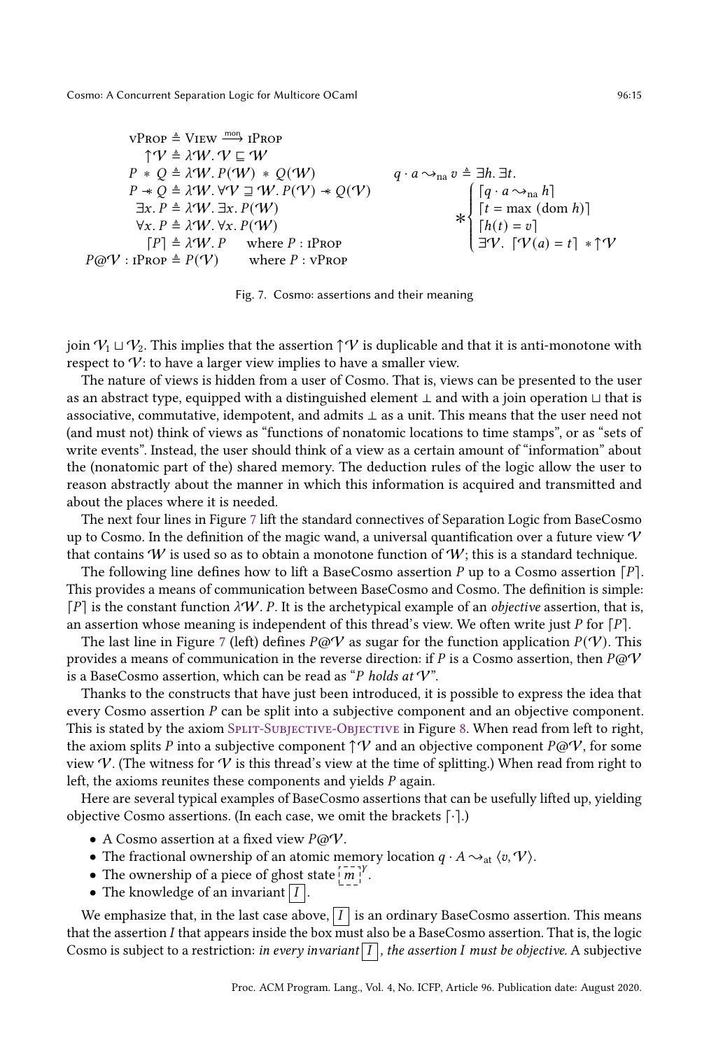$$
\begin{aligned}
\text{vProp} &\triangleq \text{View} \xrightarrow{\text{mon}} \text{iProp} \\
\uparrow\mathcal{V} &\triangleq \lambda\mathcal{W}.\, \mathcal{V} \sqsubseteq \mathcal{W} \\
P * Q &\triangleq \lambda\mathcal{W}.\, P(\mathcal{W}) * Q(\mathcal{W}) \\
P \mathrel{-\!\!*} Q &\triangleq \lambda\mathcal{W}.\, \forall\mathcal{V} \sqsupseteq \mathcal{W}.\, P(\mathcal{V}) \mathrel{-\!\!*} Q(\mathcal{V}) \\
\exists x.\, P &\triangleq \lambda\mathcal{W}.\, \exists x.\, P(\mathcal{W}) \\
\forall x.\, P &\triangleq \lambda\mathcal{W}.\, \forall x.\, P(\mathcal{W}) \\
\lceil P \rceil &\triangleq \lambda\mathcal{W}.\, P \qquad \text{where } P : \text{iProp} \\
P@\mathcal{V} : \text{iProp} &\triangleq P(\mathcal{V}) \qquad \text{where } P : \text{vProp}
\end{aligned}
\qquad
q \cdot a \rightsquigarrow_{\text{na}} v \triangleq \exists h.\, \exists t.\,
\mathop{\ast}\begin{cases}
\lceil q \cdot a \rightsquigarrow_{\text{na}} h \rceil \\
\lceil t = \max\,(\text{dom}\, h) \rceil \\
\lceil h(t) = v \rceil \\
\exists \mathcal{V}.\ \lceil \mathcal{V}(a) = t \rceil * \uparrow\mathcal{V}
\end{cases}
$$

Fig. 7. Cosmo: assertions and their meaning

join $\mathcal{V}_1 \sqcup \mathcal{V}_2$. This implies that the assertion $\uparrow\mathcal{V}$ is duplicable and that it is anti-monotone with respect to $\mathcal{V}$: to have a larger view implies to have a smaller view.

The nature of views is hidden from a user of Cosmo. That is, views can be presented to the user as an abstract type, equipped with a distinguished element $\bot$ and with a join operation $\sqcup$ that is associative, commutative, idempotent, and admits $\bot$ as a unit. This means that the user need not (and must not) think of views as "functions of nonatomic locations to time stamps", or as "sets of write events". Instead, the user should think of a view as a certain amount of "information" about the (nonatomic part of the) shared memory. The deduction rules of the logic allow the user to reason abstractly about the manner in which this information is acquired and transmitted and about the places where it is needed.

The next four lines in Figure 7 lift the standard connectives of Separation Logic from BaseCosmo up to Cosmo. In the definition of the magic wand, a universal quantification over a future view $\mathcal{V}$ that contains $\mathcal{W}$ is used so as to obtain a monotone function of $\mathcal{W}$; this is a standard technique.

The following line defines how to lift a BaseCosmo assertion $P$ up to a Cosmo assertion $\lceil P \rceil$. This provides a means of communication between BaseCosmo and Cosmo. The definition is simple: $\lceil P \rceil$ is the constant function $\lambda\mathcal{W}.\, P$. It is the archetypical example of an *objective* assertion, that is, an assertion whose meaning is independent of this thread's view. We often write just $P$ for $\lceil P \rceil$.

The last line in Figure 7 (left) defines $P@\mathcal{V}$ as sugar for the function application $P(\mathcal{V})$. This provides a means of communication in the reverse direction: if $P$ is a Cosmo assertion, then $P@\mathcal{V}$ is a BaseCosmo assertion, which can be read as "*$P$ holds at $\mathcal{V}$*".

Thanks to the constructs that have just been introduced, it is possible to express the idea that every Cosmo assertion $P$ can be split into a subjective component and an objective component. This is stated by the axiom Split-Subjective-Objective in Figure 8. When read from left to right, the axiom splits $P$ into a subjective component $\uparrow\mathcal{V}$ and an objective component $P@\mathcal{V}$, for some view $\mathcal{V}$. (The witness for $\mathcal{V}$ is this thread's view at the time of splitting.) When read from right to left, the axioms reunites these components and yields $P$ again.

Here are several typical examples of BaseCosmo assertions that can be usefully lifted up, yielding objective Cosmo assertions. (In each case, we omit the brackets $\lceil\cdot\rceil$.)

- A Cosmo assertion at a fixed view $P@\mathcal{V}$.
- The fractional ownership of an atomic memory location $q \cdot A \rightsquigarrow_{\text{at}} \langle v, \mathcal{V} \rangle$.
- The ownership of a piece of ghost state $\boxed{m}^{\gamma}$.
- The knowledge of an invariant $\boxed{I}$.

We emphasize that, in the last case above, $\boxed{I}$ is an ordinary BaseCosmo assertion. This means that the assertion $I$ that appears inside the box must also be a BaseCosmo assertion. That is, the logic Cosmo is subject to a restriction: *in every invariant $\boxed{I}$, the assertion $I$ must be objective.* A subjective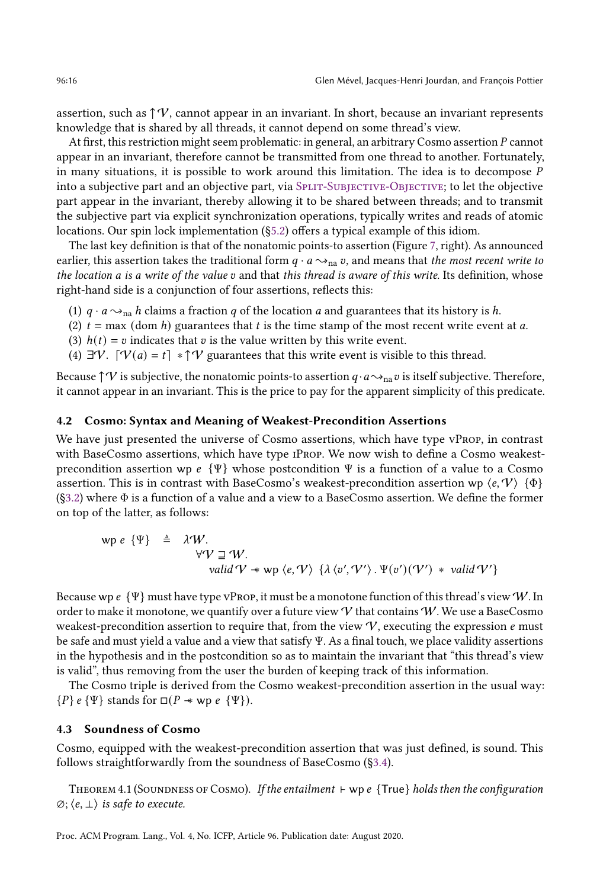assertion, such as $\uparrow\mathcal{V}$, cannot appear in an invariant. In short, because an invariant represents knowledge that is shared by all threads, it cannot depend on some thread's view.

At first, this restriction might seem problematic: in general, an arbitrary Cosmo assertion $P$ cannot appear in an invariant, therefore cannot be transmitted from one thread to another. Fortunately, in many situations, it is possible to work around this limitation. The idea is to decompose $P$ into a subjective part and an objective part, via Split-Subjective-Objective; to let the objective part appear in the invariant, thereby allowing it to be shared between threads; and to transmit the subjective part via explicit synchronization operations, typically writes and reads of atomic locations. Our spin lock implementation (§5.2) offers a typical example of this idiom.

The last key definition is that of the nonatomic points-to assertion (Figure 7, right). As announced earlier, this assertion takes the traditional form $q \cdot a \leadsto_{\text{na}} v$, and means that *the most recent write to the location a is a write of the value v* and that *this thread is aware of this write*. Its definition, whose right-hand side is a conjunction of four assertions, reflects this:

(1) $q \cdot a \leadsto_{\text{na}} h$ claims a fraction $q$ of the location $a$ and guarantees that its history is $h$.
(2) $t = \max\ (\text{dom}\ h)$ guarantees that $t$ is the time stamp of the most recent write event at $a$.
(3) $h(t) = v$ indicates that $v$ is the value written by this write event.
(4) $\exists\mathcal{V}.\ \lceil\mathcal{V}(a) = t\rceil * \uparrow\mathcal{V}$ guarantees that this write event is visible to this thread.

Because $\uparrow\mathcal{V}$ is subjective, the nonatomic points-to assertion $q \cdot a \leadsto_{\text{na}} v$ is itself subjective. Therefore, it cannot appear in an invariant. This is the price to pay for the apparent simplicity of this predicate.

## 4.2 Cosmo: Syntax and Meaning of Weakest-Precondition Assertions

We have just presented the universe of Cosmo assertions, which have type vProp, in contrast with BaseCosmo assertions, which have type iProp. We now wish to define a Cosmo weakest-precondition assertion $\text{wp}\ e\ \{\Psi\}$ whose postcondition $\Psi$ is a function of a value to a Cosmo assertion. This is in contrast with BaseCosmo's weakest-precondition assertion $\text{wp}\ \langle e, \mathcal{V}\rangle\ \{\Phi\}$ (§3.2) where $\Phi$ is a function of a value and a view to a BaseCosmo assertion. We define the former on top of the latter, as follows:

$$\begin{aligned}\text{wp}\ e\ \{\Psi\} \quad \triangleq \quad & \lambda\mathcal{W}.\\ & \quad \forall\mathcal{V} \sqsupseteq \mathcal{W}.\\ & \quad\quad \mathit{valid}\,\mathcal{V} \twoheadrightarrow \text{wp}\ \langle e, \mathcal{V}\rangle\ \{\lambda\,\langle v', \mathcal{V}'\rangle\,.\ \Psi(v')(\mathcal{V}')\ *\ \mathit{valid}\,\mathcal{V}'\}\end{aligned}$$

Because $\text{wp}\ e\ \{\Psi\}$ must have type vProp, it must be a monotone function of this thread's view $\mathcal{W}$. In order to make it monotone, we quantify over a future view $\mathcal{V}$ that contains $\mathcal{W}$. We use a BaseCosmo weakest-precondition assertion to require that, from the view $\mathcal{V}$, executing the expression $e$ must be safe and must yield a value and a view that satisfy $\Psi$. As a final touch, we place validity assertions in the hypothesis and in the postcondition so as to maintain the invariant that "this thread's view is valid", thus removing from the user the burden of keeping track of this information.

The Cosmo triple is derived from the Cosmo weakest-precondition assertion in the usual way: $\{P\}\ e\ \{\Psi\}$ stands for $\square(P \twoheadrightarrow \text{wp}\ e\ \{\Psi\})$.

## 4.3 Soundness of Cosmo

Cosmo, equipped with the weakest-precondition assertion that was just defined, is sound. This follows straightforwardly from the soundness of BaseCosmo (§3.4).

Theorem 4.1 (Soundness of Cosmo). *If the entailment* $\vdash \text{wp}\ e\ \{\mathsf{True}\}$ *holds then the configuration* $\varnothing; \langle e, \bot\rangle$ *is safe to execute.*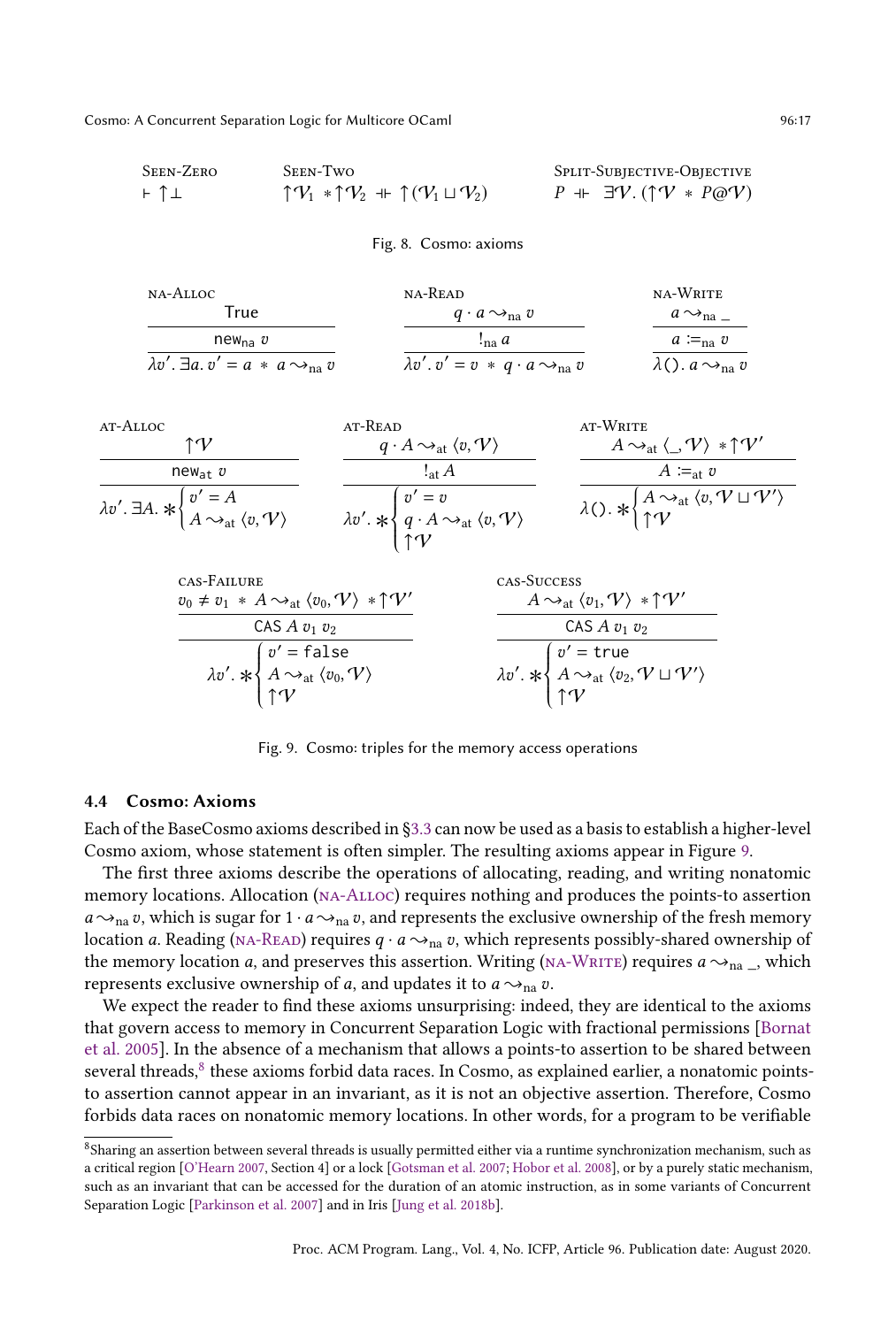Seen-Zero
$$\vdash \uparrow\bot$$

Seen-Two
$$\uparrow\mathcal{V}_1 \ast \uparrow\mathcal{V}_2 \dashv\vdash \uparrow(\mathcal{V}_1 \sqcup \mathcal{V}_2)$$

Split-Subjective-Objective
$$P \dashv\vdash \exists\mathcal{V}.\, (\uparrow\mathcal{V} \ast P@\mathcal{V})$$

Fig. 8. Cosmo: axioms

na-Alloc
$$\frac{\begin{array}{c}\mathsf{True}\\ \hline \mathsf{new_{na}}\ v\end{array}}{\lambda v'.\, \exists a.\, v' = a \ast a \rightsquigarrow_{\mathrm{na}} v}$$

na-Read
$$\frac{\begin{array}{c}q \cdot a \rightsquigarrow_{\mathrm{na}} v\\ \hline !_{\mathrm{na}}\, a\end{array}}{\lambda v'.\, v' = v \ast q \cdot a \rightsquigarrow_{\mathrm{na}} v}$$

na-Write
$$\frac{\begin{array}{c}a \rightsquigarrow_{\mathrm{na}} \_\\ \hline a :=_{\mathrm{na}} v\end{array}}{\lambda().\, a \rightsquigarrow_{\mathrm{na}} v}$$

at-Alloc
$$\frac{\begin{array}{c}\uparrow\mathcal{V}\\ \hline \mathsf{new_{at}}\ v\end{array}}{\lambda v'.\, \exists A.\, \ast\begin{cases} v' = A \\ A \rightsquigarrow_{\mathrm{at}} \langle v, \mathcal{V}\rangle\end{cases}}$$

at-Read
$$\frac{\begin{array}{c}q \cdot A \rightsquigarrow_{\mathrm{at}} \langle v, \mathcal{V}\rangle\\ \hline !_{\mathrm{at}}\, A\end{array}}{\lambda v'.\, \ast\begin{cases} v' = v \\ q \cdot A \rightsquigarrow_{\mathrm{at}} \langle v, \mathcal{V}\rangle \\ \uparrow\mathcal{V}\end{cases}}$$

at-Write
$$\frac{\begin{array}{c}A \rightsquigarrow_{\mathrm{at}} \langle \_, \mathcal{V}\rangle \ast \uparrow\mathcal{V}'\\ \hline A :=_{\mathrm{at}} v\end{array}}{\lambda().\, \ast\begin{cases} A \rightsquigarrow_{\mathrm{at}} \langle v, \mathcal{V} \sqcup \mathcal{V}'\rangle \\ \uparrow\mathcal{V}\end{cases}}$$

cas-Failure
$$\frac{\begin{array}{c}v_0 \neq v_1 \ast A \rightsquigarrow_{\mathrm{at}} \langle v_0, \mathcal{V}\rangle \ast \uparrow\mathcal{V}'\\ \hline \mathsf{CAS}\ A\ v_1\ v_2\end{array}}{\lambda v'.\, \ast\begin{cases} v' = \mathsf{false} \\ A \rightsquigarrow_{\mathrm{at}} \langle v_0, \mathcal{V}\rangle \\ \uparrow\mathcal{V}\end{cases}}$$

cas-Success
$$\frac{\begin{array}{c}A \rightsquigarrow_{\mathrm{at}} \langle v_1, \mathcal{V}\rangle \ast \uparrow\mathcal{V}'\\ \hline \mathsf{CAS}\ A\ v_1\ v_2\end{array}}{\lambda v'.\, \ast\begin{cases} v' = \mathsf{true} \\ A \rightsquigarrow_{\mathrm{at}} \langle v_2, \mathcal{V} \sqcup \mathcal{V}'\rangle \\ \uparrow\mathcal{V}\end{cases}}$$

Fig. 9. Cosmo: triples for the memory access operations

### 4.4 Cosmo: Axioms

Each of the BaseCosmo axioms described in §3.3 can now be used as a basis to establish a higher-level Cosmo axiom, whose statement is often simpler. The resulting axioms appear in Figure 9.

The first three axioms describe the operations of allocating, reading, and writing nonatomic memory locations. Allocation (na-Alloc) requires nothing and produces the points-to assertion $a \rightsquigarrow_{\mathrm{na}} v$, which is sugar for $1 \cdot a \rightsquigarrow_{\mathrm{na}} v$, and represents the exclusive ownership of the fresh memory location $a$. Reading (na-Read) requires $q \cdot a \rightsquigarrow_{\mathrm{na}} v$, which represents possibly-shared ownership of the memory location $a$, and preserves this assertion. Writing (na-Write) requires $a \rightsquigarrow_{\mathrm{na}} \_$, which represents exclusive ownership of $a$, and updates it to $a \rightsquigarrow_{\mathrm{na}} v$.

We expect the reader to find these axioms unsurprising: indeed, they are identical to the axioms that govern access to memory in Concurrent Separation Logic with fractional permissions [Bornat et al. 2005]. In the absence of a mechanism that allows a points-to assertion to be shared between several threads,[8] these axioms forbid data races. In Cosmo, as explained earlier, a nonatomic points-to assertion cannot appear in an invariant, as it is not an objective assertion. Therefore, Cosmo forbids data races on nonatomic memory locations. In other words, for a program to be verifiable

[8] Sharing an assertion between several threads is usually permitted either via a runtime synchronization mechanism, such as a critical region [O'Hearn 2007, Section 4] or a lock [Gotsman et al. 2007; Hobor et al. 2008], or by a purely static mechanism, such as an invariant that can be accessed for the duration of an atomic instruction, as in some variants of Concurrent Separation Logic [Parkinson et al. 2007] and in Iris [Jung et al. 2018b].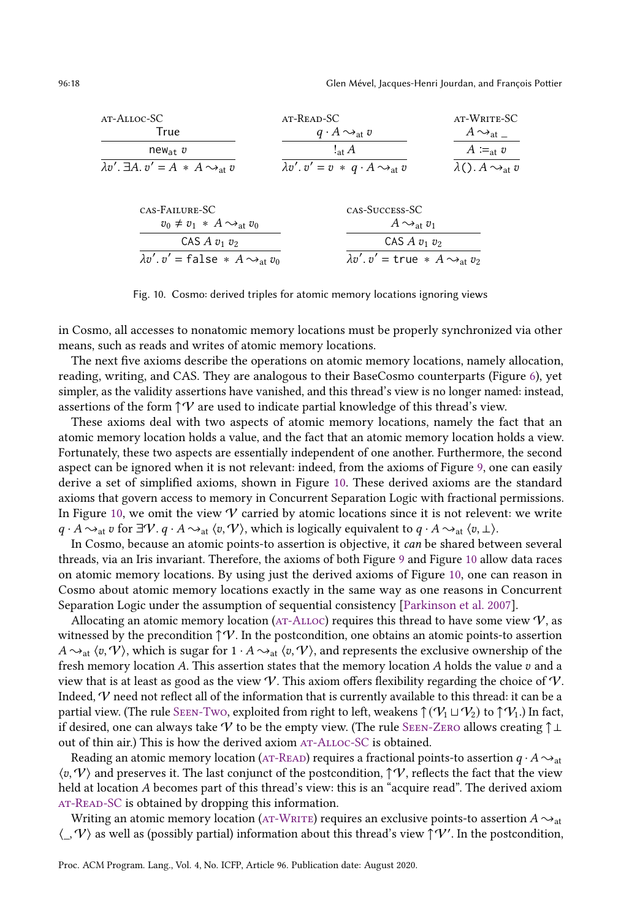$$\frac{\text{True}}{\dfrac{\mathsf{new}_{\text{at}}\ v}{\lambda v'.\ \exists A.\ v' = A \ *\ A \rightsquigarrow_{\text{at}} v}} \quad \textsc{at-Alloc-SC}$$

$$\frac{q \cdot A \rightsquigarrow_{\text{at}} v}{\dfrac{!_{\text{at}} A}{\lambda v'.\ v' = v \ *\ q \cdot A \rightsquigarrow_{\text{at}} v}} \quad \textsc{at-Read-SC}$$

$$\frac{A \rightsquigarrow_{\text{at}} \_}{\dfrac{A :=_{\text{at}} v}{\lambda ().\ A \rightsquigarrow_{\text{at}} v}} \quad \textsc{at-Write-SC}$$

$$\frac{v_0 \neq v_1 \ *\ A \rightsquigarrow_{\text{at}} v_0}{\dfrac{\mathsf{CAS}\ A\ v_1\ v_2}{\lambda v'.\ v' = \mathtt{false} \ *\ A \rightsquigarrow_{\text{at}} v_0}} \quad \textsc{cas-Failure-SC}$$

$$\frac{A \rightsquigarrow_{\text{at}} v_1}{\dfrac{\mathsf{CAS}\ A\ v_1\ v_2}{\lambda v'.\ v' = \mathtt{true} \ *\ A \rightsquigarrow_{\text{at}} v_2}} \quad \textsc{cas-Success-SC}$$

Fig. 10. Cosmo: derived triples for atomic memory locations ignoring views

in Cosmo, all accesses to nonatomic memory locations must be properly synchronized via other means, such as reads and writes of atomic memory locations.

The next five axioms describe the operations on atomic memory locations, namely allocation, reading, writing, and CAS. They are analogous to their BaseCosmo counterparts (Figure 6), yet simpler, as the validity assertions have vanished, and this thread's view is no longer named: instead, assertions of the form $\uparrow\mathcal{V}$ are used to indicate partial knowledge of this thread's view.

These axioms deal with two aspects of atomic memory locations, namely the fact that an atomic memory location holds a value, and the fact that an atomic memory location holds a view. Fortunately, these two aspects are essentially independent of one another. Furthermore, the second aspect can be ignored when it is not relevant: indeed, from the axioms of Figure 9, one can easily derive a set of simplified axioms, shown in Figure 10. These derived axioms are the standard axioms that govern access to memory in Concurrent Separation Logic with fractional permissions. In Figure 10, we omit the view $\mathcal{V}$ carried by atomic locations since it is not relevent: we write $q \cdot A \rightsquigarrow_{\text{at}} v$ for $\exists \mathcal{V}.\ q \cdot A \rightsquigarrow_{\text{at}} \langle v, \mathcal{V}\rangle$, which is logically equivalent to $q \cdot A \rightsquigarrow_{\text{at}} \langle v, \bot\rangle$.

In Cosmo, because an atomic points-to assertion is objective, it *can* be shared between several threads, via an Iris invariant. Therefore, the axioms of both Figure 9 and Figure 10 allow data races on atomic memory locations. By using just the derived axioms of Figure 10, one can reason in Cosmo about atomic memory locations exactly in the same way as one reasons in Concurrent Separation Logic under the assumption of sequential consistency [Parkinson et al. 2007].

Allocating an atomic memory location (at-Alloc) requires this thread to have some view $\mathcal{V}$, as witnessed by the precondition $\uparrow\mathcal{V}$. In the postcondition, one obtains an atomic points-to assertion $A \rightsquigarrow_{\text{at}} \langle v, \mathcal{V}\rangle$, which is sugar for $1 \cdot A \rightsquigarrow_{\text{at}} \langle v, \mathcal{V}\rangle$, and represents the exclusive ownership of the fresh memory location $A$. This assertion states that the memory location $A$ holds the value $v$ and a view that is at least as good as the view $\mathcal{V}$. This axiom offers flexibility regarding the choice of $\mathcal{V}$. Indeed, $\mathcal{V}$ need not reflect all of the information that is currently available to this thread: it can be a partial view. (The rule Seen-Two, exploited from right to left, weakens $\uparrow(\mathcal{V}_1 \sqcup \mathcal{V}_2)$ to $\uparrow\mathcal{V}_1$.) In fact, if desired, one can always take $\mathcal{V}$ to be the empty view. (The rule Seen-Zero allows creating $\uparrow\bot$ out of thin air.) This is how the derived axiom at-Alloc-SC is obtained.

Reading an atomic memory location (at-Read) requires a fractional points-to assertion $q \cdot A \rightsquigarrow_{\text{at}} \langle v, \mathcal{V}\rangle$ and preserves it. The last conjunct of the postcondition, $\uparrow\mathcal{V}$, reflects the fact that the view held at location $A$ becomes part of this thread's view: this is an "acquire read". The derived axiom at-Read-SC is obtained by dropping this information.

Writing an atomic memory location (at-Write) requires an exclusive points-to assertion $A \rightsquigarrow_{\text{at}} \langle \_, \mathcal{V}\rangle$ as well as (possibly partial) information about this thread's view $\uparrow\mathcal{V}'$. In the postcondition,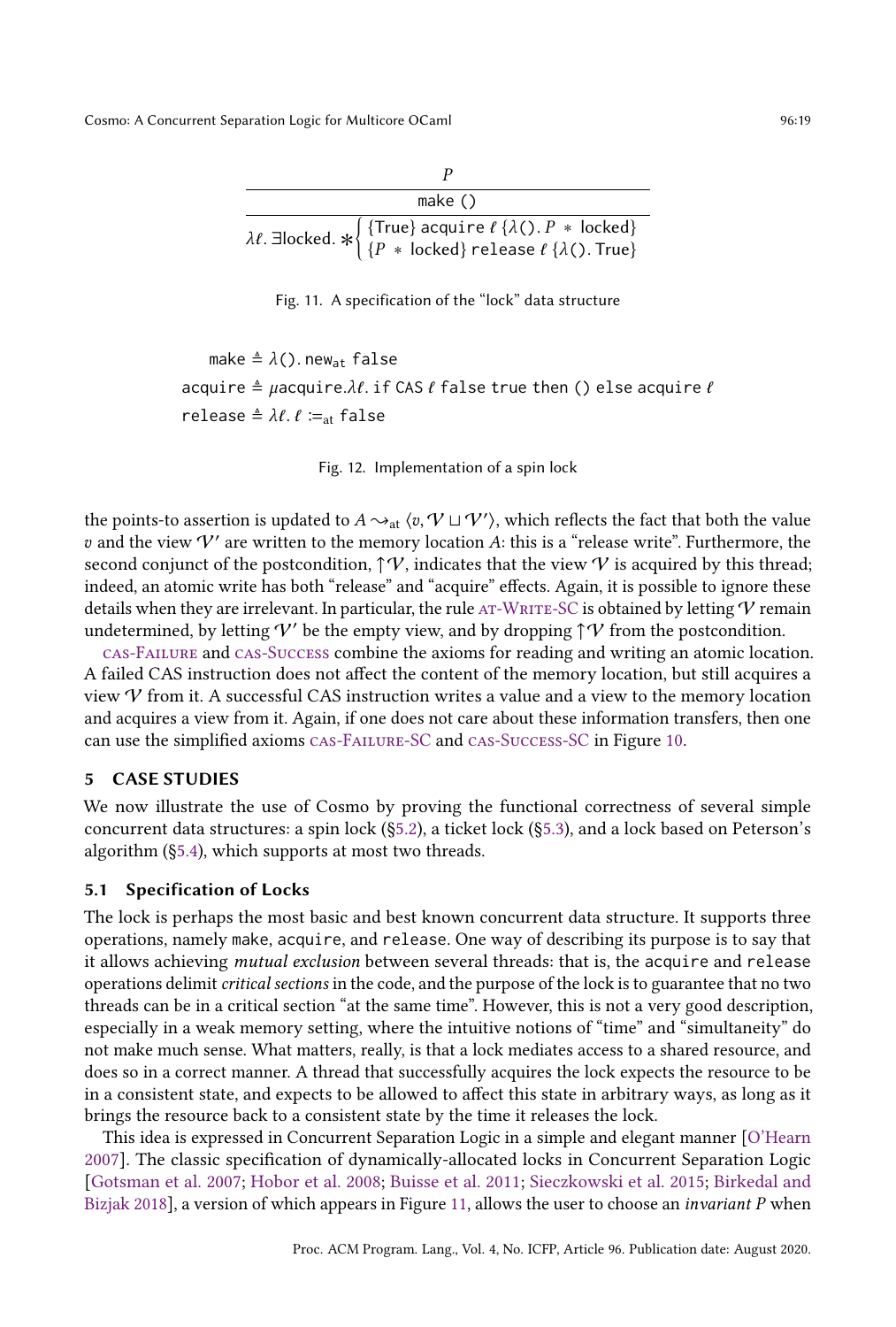$$\frac{\dfrac{P}{\texttt{make ()}}}{\lambda\ell.\ \exists \text{locked}.\ \ast \begin{cases} \{\text{True}\}\ \texttt{acquire}\ \ell\ \{\lambda().\ P \ast \text{locked}\} \\ \{P \ast \text{locked}\}\ \texttt{release}\ \ell\ \{\lambda().\ \text{True}\} \end{cases}}$$

Fig. 11. A specification of the "lock" data structure

$$
\begin{aligned}
\texttt{make} &\triangleq \lambda().\ \texttt{new}_{\texttt{at}}\ \texttt{false} \\
\texttt{acquire} &\triangleq \mu\texttt{acquire}.\lambda\ell.\ \texttt{if CAS}\ \ell\ \texttt{false true then () else acquire}\ \ell \\
\texttt{release} &\triangleq \lambda\ell.\ \ell \coloneqq_{\texttt{at}} \texttt{false}
\end{aligned}
$$

Fig. 12. Implementation of a spin lock

the points-to assertion is updated to $A \rightsquigarrow_{\text{at}} \langle v, \mathcal{V} \sqcup \mathcal{V}' \rangle$, which reflects the fact that both the value $v$ and the view $\mathcal{V}'$ are written to the memory location $A$: this is a "release write". Furthermore, the second conjunct of the postcondition, $\uparrow\mathcal{V}$, indicates that the view $\mathcal{V}$ is acquired by this thread; indeed, an atomic write has both "release" and "acquire" effects. Again, it is possible to ignore these details when they are irrelevant. In particular, the rule AT-WRITE-SC is obtained by letting $\mathcal{V}$ remain undetermined, by letting $\mathcal{V}'$ be the empty view, and by dropping $\uparrow\mathcal{V}$ from the postcondition.

CAS-FAILURE and CAS-SUCCESS combine the axioms for reading and writing an atomic location. A failed CAS instruction does not affect the content of the memory location, but still acquires a view $\mathcal{V}$ from it. A successful CAS instruction writes a value and a view to the memory location and acquires a view from it. Again, if one does not care about these information transfers, then one can use the simplified axioms CAS-FAILURE-SC and CAS-SUCCESS-SC in Figure 10.

## 5 CASE STUDIES

We now illustrate the use of Cosmo by proving the functional correctness of several simple concurrent data structures: a spin lock (§5.2), a ticket lock (§5.3), and a lock based on Peterson's algorithm (§5.4), which supports at most two threads.

### 5.1 Specification of Locks

The lock is perhaps the most basic and best known concurrent data structure. It supports three operations, namely `make`, `acquire`, and `release`. One way of describing its purpose is to say that it allows achieving *mutual exclusion* between several threads: that is, the `acquire` and `release` operations delimit *critical sections* in the code, and the purpose of the lock is to guarantee that no two threads can be in a critical section "at the same time". However, this is not a very good description, especially in a weak memory setting, where the intuitive notions of "time" and "simultaneity" do not make much sense. What matters, really, is that a lock mediates access to a shared resource, and does so in a correct manner. A thread that successfully acquires the lock expects the resource to be in a consistent state, and expects to be allowed to affect this state in arbitrary ways, as long as it brings the resource back to a consistent state by the time it releases the lock.

This idea is expressed in Concurrent Separation Logic in a simple and elegant manner [O'Hearn 2007]. The classic specification of dynamically-allocated locks in Concurrent Separation Logic [Gotsman et al. 2007; Hobor et al. 2008; Buisse et al. 2011; Sieczkowski et al. 2015; Birkedal and Bizjak 2018], a version of which appears in Figure 11, allows the user to choose an *invariant* $P$ when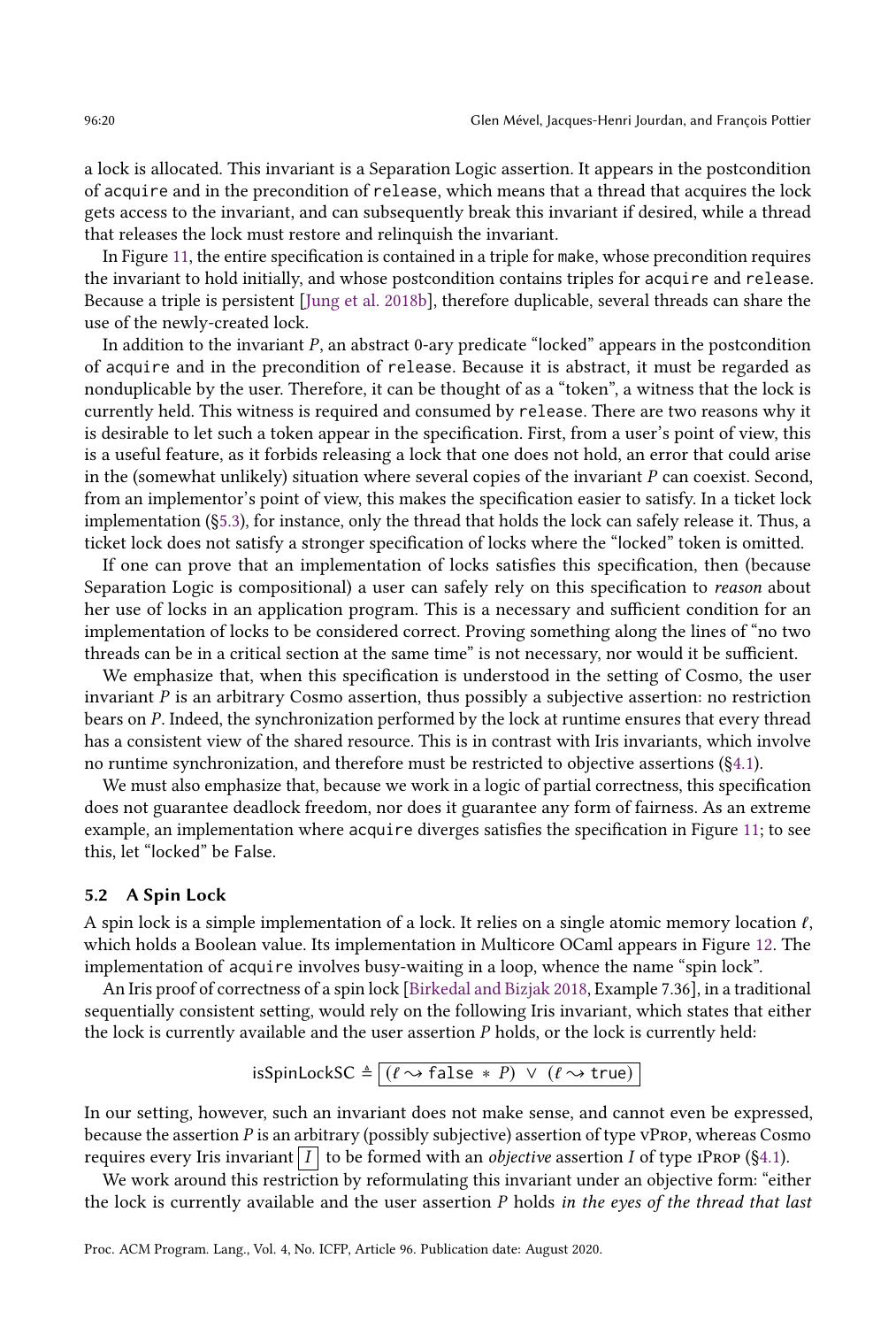a lock is allocated. This invariant is a Separation Logic assertion. It appears in the postcondition of `acquire` and in the precondition of `release`, which means that a thread that acquires the lock gets access to the invariant, and can subsequently break this invariant if desired, while a thread that releases the lock must restore and relinquish the invariant.

In Figure 11, the entire specification is contained in a triple for `make`, whose precondition requires the invariant to hold initially, and whose postcondition contains triples for `acquire` and `release`. Because a triple is persistent [Jung et al. 2018b], therefore duplicable, several threads can share the use of the newly-created lock.

In addition to the invariant $P$, an abstract 0-ary predicate "locked" appears in the postcondition of `acquire` and in the precondition of `release`. Because it is abstract, it must be regarded as nonduplicable by the user. Therefore, it can be thought of as a "token", a witness that the lock is currently held. This witness is required and consumed by `release`. There are two reasons why it is desirable to let such a token appear in the specification. First, from a user's point of view, this is a useful feature, as it forbids releasing a lock that one does not hold, an error that could arise in the (somewhat unlikely) situation where several copies of the invariant $P$ can coexist. Second, from an implementor's point of view, this makes the specification easier to satisfy. In a ticket lock implementation (§5.3), for instance, only the thread that holds the lock can safely release it. Thus, a ticket lock does not satisfy a stronger specification of locks where the "locked" token is omitted.

If one can prove that an implementation of locks satisfies this specification, then (because Separation Logic is compositional) a user can safely rely on this specification to *reason* about her use of locks in an application program. This is a necessary and sufficient condition for an implementation of locks to be considered correct. Proving something along the lines of "no two threads can be in a critical section at the same time" is not necessary, nor would it be sufficient.

We emphasize that, when this specification is understood in the setting of Cosmo, the user invariant $P$ is an arbitrary Cosmo assertion, thus possibly a subjective assertion: no restriction bears on $P$. Indeed, the synchronization performed by the lock at runtime ensures that every thread has a consistent view of the shared resource. This is in contrast with Iris invariants, which involve no runtime synchronization, and therefore must be restricted to objective assertions (§4.1).

We must also emphasize that, because we work in a logic of partial correctness, this specification does not guarantee deadlock freedom, nor does it guarantee any form of fairness. As an extreme example, an implementation where `acquire` diverges satisfies the specification in Figure 11; to see this, let "locked" be False.

### 5.2 A Spin Lock

A spin lock is a simple implementation of a lock. It relies on a single atomic memory location $\ell$, which holds a Boolean value. Its implementation in Multicore OCaml appears in Figure 12. The implementation of `acquire` involves busy-waiting in a loop, whence the name "spin lock".

An Iris proof of correctness of a spin lock [Birkedal and Bizjak 2018, Example 7.36], in a traditional sequentially consistent setting, would rely on the following Iris invariant, which states that either the lock is currently available and the user assertion $P$ holds, or the lock is currently held:

$$\mathsf{isSpinLockSC} \triangleq \boxed{(\ell \rightsquigarrow \texttt{false} * P) \lor (\ell \rightsquigarrow \texttt{true})}$$

In our setting, however, such an invariant does not make sense, and cannot even be expressed, because the assertion $P$ is an arbitrary (possibly subjective) assertion of type vProp, whereas Cosmo requires every Iris invariant $\boxed{I}$ to be formed with an *objective* assertion $I$ of type iProp (§4.1).

We work around this restriction by reformulating this invariant under an objective form: "either the lock is currently available and the user assertion $P$ holds *in the eyes of the thread that last*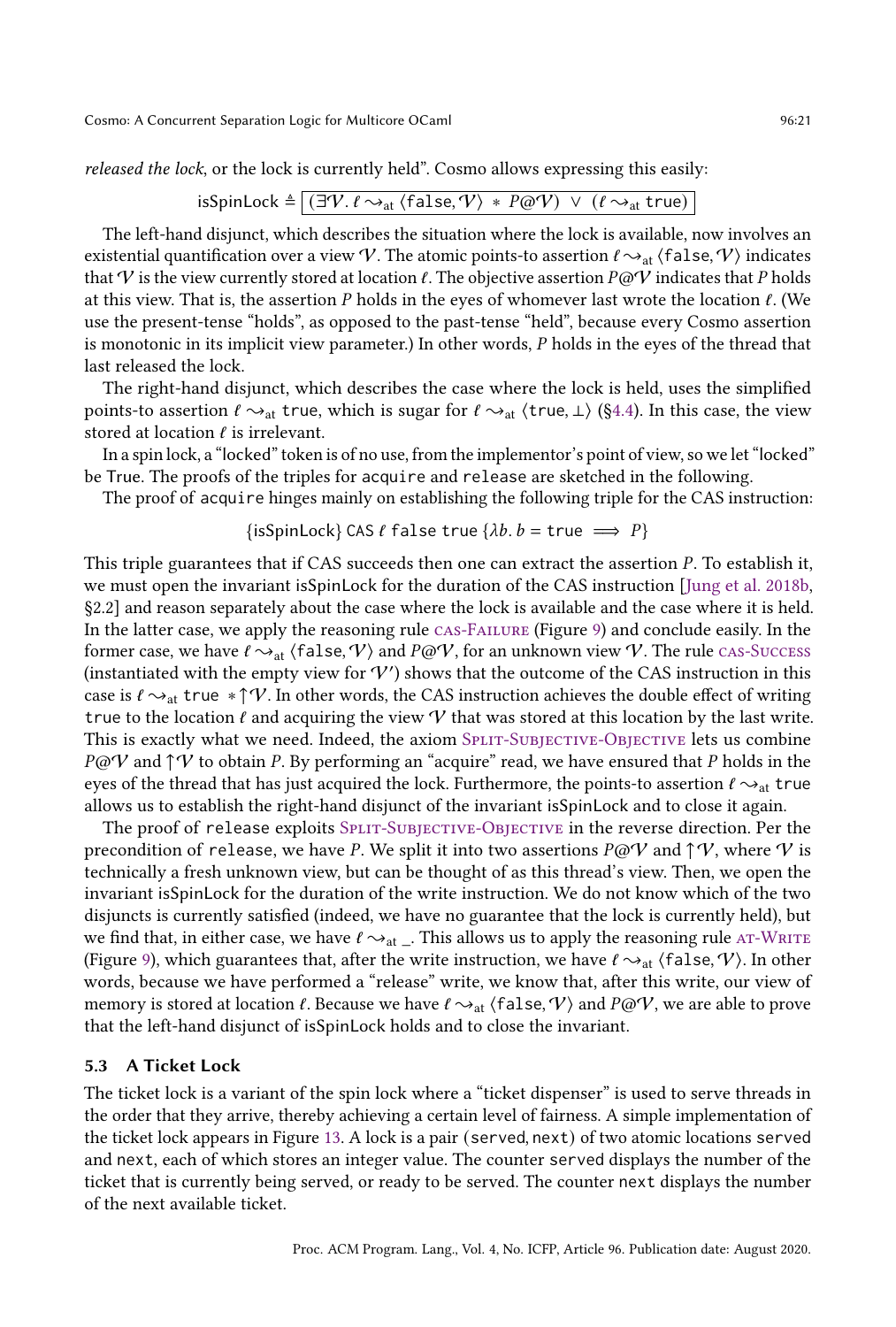*released the lock*, or the lock is currently held". Cosmo allows expressing this easily:

$$\text{isSpinLock} \triangleq \boxed{(\exists \mathcal{V}.\, \ell \rightsquigarrow_{\text{at}} \langle \texttt{false}, \mathcal{V} \rangle \, * \, P @ \mathcal{V}) \, \vee \, (\ell \rightsquigarrow_{\text{at}} \texttt{true})}$$

The left-hand disjunct, which describes the situation where the lock is available, now involves an existential quantification over a view $\mathcal{V}$. The atomic points-to assertion $\ell \rightsquigarrow_{\text{at}} \langle \texttt{false}, \mathcal{V} \rangle$ indicates that $\mathcal{V}$ is the view currently stored at location $\ell$. The objective assertion $P @ \mathcal{V}$ indicates that $P$ holds at this view. That is, the assertion $P$ holds in the eyes of whomever last wrote the location $\ell$. (We use the present-tense "holds", as opposed to the past-tense "held", because every Cosmo assertion is monotonic in its implicit view parameter.) In other words, $P$ holds in the eyes of the thread that last released the lock.

The right-hand disjunct, which describes the case where the lock is held, uses the simplified points-to assertion $\ell \rightsquigarrow_{\text{at}} \texttt{true}$, which is sugar for $\ell \rightsquigarrow_{\text{at}} \langle \texttt{true}, \bot \rangle$ (§4.4). In this case, the view stored at location $\ell$ is irrelevant.

In a spin lock, a "locked" token is of no use, from the implementor's point of view, so we let "locked" be True. The proofs of the triples for acquire and release are sketched in the following.

The proof of acquire hinges mainly on establishing the following triple for the CAS instruction:

$$\{\text{isSpinLock}\}\ \texttt{CAS}\ \ell\ \texttt{false}\ \texttt{true}\ \{\lambda b.\, b = \texttt{true} \implies P\}$$

This triple guarantees that if CAS succeeds then one can extract the assertion $P$. To establish it, we must open the invariant isSpinLock for the duration of the CAS instruction [Jung et al. 2018b, §2.2] and reason separately about the case where the lock is available and the case where it is held. In the latter case, we apply the reasoning rule cas-Failure (Figure 9) and conclude easily. In the former case, we have $\ell \rightsquigarrow_{\text{at}} \langle \texttt{false}, \mathcal{V} \rangle$ and $P @ \mathcal{V}$, for an unknown view $\mathcal{V}$. The rule cas-Success (instantiated with the empty view for $\mathcal{V}'$) shows that the outcome of the CAS instruction in this case is $\ell \rightsquigarrow_{\text{at}} \texttt{true} \, * \uparrow \mathcal{V}$. In other words, the CAS instruction achieves the double effect of writing true to the location $\ell$ and acquiring the view $\mathcal{V}$ that was stored at this location by the last write. This is exactly what we need. Indeed, the axiom Split-Subjective-Objective lets us combine $P @ \mathcal{V}$ and $\uparrow \mathcal{V}$ to obtain $P$. By performing an "acquire" read, we have ensured that $P$ holds in the eyes of the thread that has just acquired the lock. Furthermore, the points-to assertion $\ell \rightsquigarrow_{\text{at}} \texttt{true}$ allows us to establish the right-hand disjunct of the invariant isSpinLock and to close it again.

The proof of release exploits Split-Subjective-Objective in the reverse direction. Per the precondition of release, we have $P$. We split it into two assertions $P @ \mathcal{V}$ and $\uparrow \mathcal{V}$, where $\mathcal{V}$ is technically a fresh unknown view, but can be thought of as this thread's view. Then, we open the invariant isSpinLock for the duration of the write instruction. We do not know which of the two disjuncts is currently satisfied (indeed, we have no guarantee that the lock is currently held), but we find that, in either case, we have $\ell \rightsquigarrow_{\text{at}} \_$. This allows us to apply the reasoning rule at-Write (Figure 9), which guarantees that, after the write instruction, we have $\ell \rightsquigarrow_{\text{at}} \langle \texttt{false}, \mathcal{V} \rangle$. In other words, because we have performed a "release" write, we know that, after this write, our view of memory is stored at location $\ell$. Because we have $\ell \rightsquigarrow_{\text{at}} \langle \texttt{false}, \mathcal{V} \rangle$ and $P @ \mathcal{V}$, we are able to prove that the left-hand disjunct of isSpinLock holds and to close the invariant.

### 5.3 A Ticket Lock

The ticket lock is a variant of the spin lock where a "ticket dispenser" is used to serve threads in the order that they arrive, thereby achieving a certain level of fairness. A simple implementation of the ticket lock appears in Figure 13. A lock is a pair (served, next) of two atomic locations served and next, each of which stores an integer value. The counter served displays the number of the ticket that is currently being served, or ready to be served. The counter next displays the number of the next available ticket.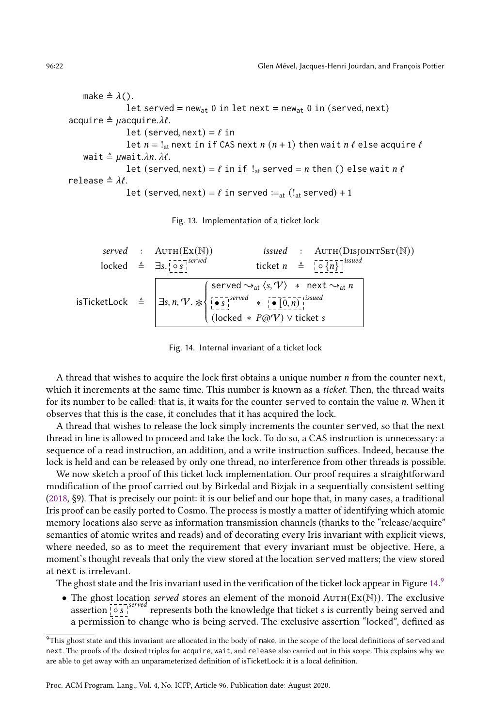```
   make ≜ λ().
            let served = new_at 0 in let next = new_at 0 in (served, next)
acquire ≜ μacquire.λℓ.
            let (served, next) = ℓ in
            let n = !_at next in if CAS next n (n + 1) then wait n ℓ else acquire ℓ
   wait ≜ μwait.λn. λℓ.
            let (served, next) = ℓ in if !_at served = n then () else wait n ℓ
release ≜ λℓ.
            let (served, next) = ℓ in served :=_at (!_at served) + 1
```

Fig. 13. Implementation of a ticket lock

$$
\begin{array}{lclclcl}
\textit{served} & : & \text{AUTH}(\text{EX}(\mathbb{N})) & \qquad & \textit{issued} & : & \text{AUTH}(\text{DISJOINTSET}(\mathbb{N})) \\
\mathsf{locked} & \triangleq & \exists s.\ \boxed{\circ\, s}^{\,\textit{served}} & & \mathsf{ticket}\ n & \triangleq & \boxed{\circ\, \{n\}}^{\,\textit{issued}}
\end{array}
$$

$$
\mathsf{isTicketLock} \triangleq \boxed{\exists s, n, \mathcal{V}.\ \ast \begin{cases} \mathsf{served} \rightsquigarrow_{\mathrm{at}} \langle s, \mathcal{V} \rangle \ \ast\ \mathsf{next} \rightsquigarrow_{\mathrm{at}} n \\ \boxed{\bullet\, s}^{\,\textit{served}} \ \ast\ \boxed{\bullet\, [0, n)}^{\,\textit{issued}} \\ (\mathsf{locked} \ \ast\ P @ \mathcal{V}) \lor \mathsf{ticket}\ s \end{cases}}
$$

Fig. 14. Internal invariant of a ticket lock

A thread that wishes to acquire the lock first obtains a unique number $n$ from the counter `next`, which it increments at the same time. This number is known as a *ticket*. Then, the thread waits for its number to be called: that is, it waits for the counter `served` to contain the value $n$. When it observes that this is the case, it concludes that it has acquired the lock.

A thread that wishes to release the lock simply increments the counter `served`, so that the next thread in line is allowed to proceed and take the lock. To do so, a CAS instruction is unnecessary: a sequence of a read instruction, an addition, and a write instruction suffices. Indeed, because the lock is held and can be released by only one thread, no interference from other threads is possible.

We now sketch a proof of this ticket lock implementation. Our proof requires a straightforward modification of the proof carried out by Birkedal and Bizjak in a sequentially consistent setting (2018, §9). That is precisely our point: it is our belief and our hope that, in many cases, a traditional Iris proof can be easily ported to Cosmo. The process is mostly a matter of identifying which atomic memory locations also serve as information transmission channels (thanks to the "release/acquire" semantics of atomic writes and reads) and of decorating every Iris invariant with explicit views, where needed, so as to meet the requirement that every invariant must be objective. Here, a moment's thought reveals that only the view stored at the location `served` matters; the view stored at `next` is irrelevant.

The ghost state and the Iris invariant used in the verification of the ticket lock appear in Figure 14.[9]

- The ghost location *served* stores an element of the monoid $\text{AUTH}(\text{EX}(\mathbb{N}))$. The exclusive assertion $\boxed{\circ\, s}^{\,\textit{served}}$ represents both the knowledge that ticket $s$ is currently being served and a permission to change who is being served. The exclusive assertion "locked", defined as

[9] This ghost state and this invariant are allocated in the body of `make`, in the scope of the local definitions of `served` and `next`. The proofs of the desired triples for `acquire`, `wait`, and `release` also carried out in this scope. This explains why we are able to get away with an unparameterized definition of isTicketLock: it is a local definition.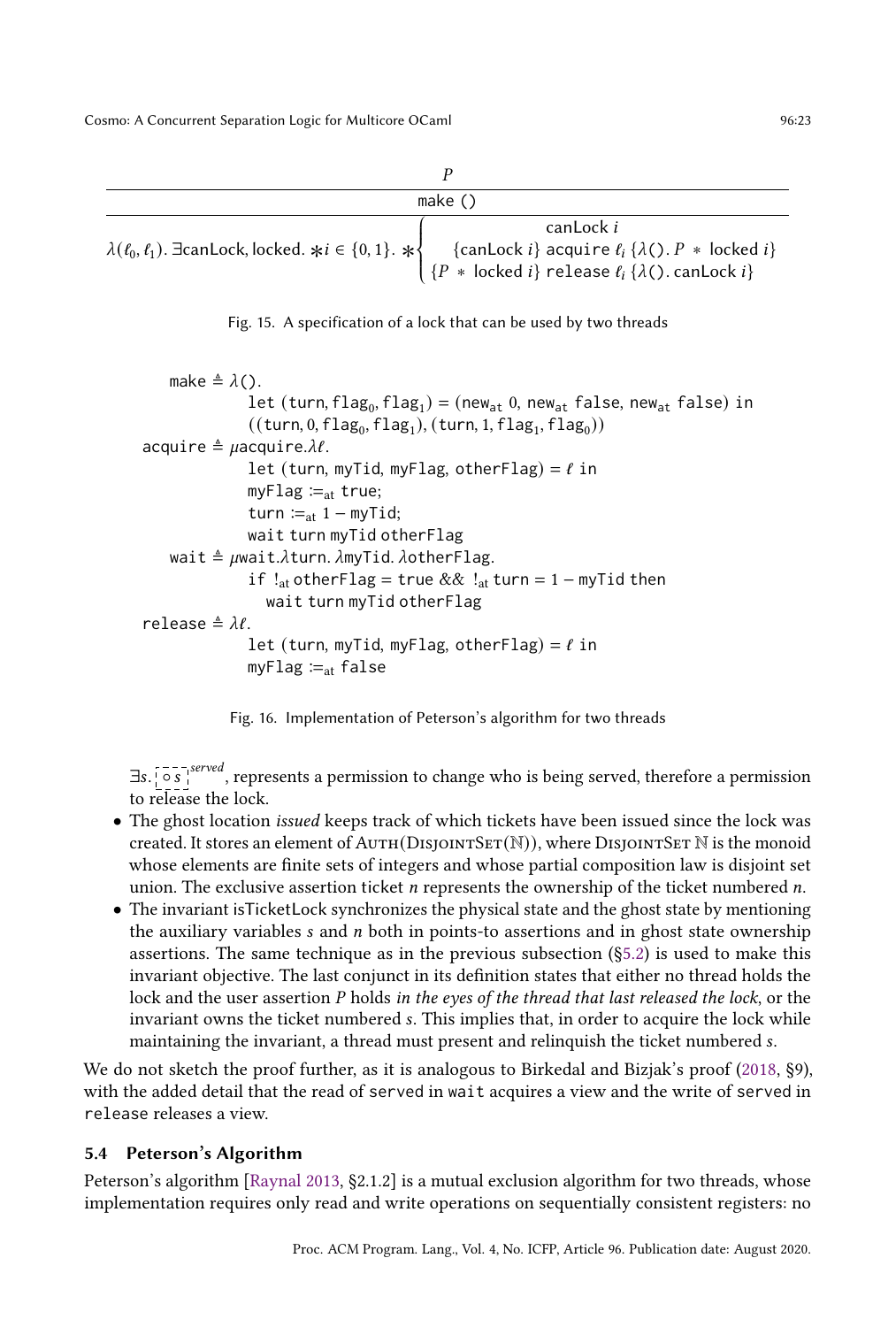$$
\frac{P}{\texttt{make ()}}
$$

$$
\lambda(\ell_0, \ell_1).\ \exists \mathsf{canLock}, \mathsf{locked}.\ \ast i \in \{0,1\}.\ \ast \begin{cases} \mathsf{canLock}\ i \\ \{\mathsf{canLock}\ i\}\ \mathtt{acquire}\ \ell_i\ \{\lambda().\ P \ast \mathsf{locked}\ i\} \\ \{P \ast \mathsf{locked}\ i\}\ \mathtt{release}\ \ell_i\ \{\lambda().\ \mathsf{canLock}\ i\} \end{cases}
$$

Fig. 15. A specification of a lock that can be used by two threads

```
   make ≜ λ().
              let (turn, flag_0, flag_1) = (new_at 0, new_at false, new_at false) in
              ((turn, 0, flag_0, flag_1), (turn, 1, flag_1, flag_0))
acquire ≜ μacquire.λℓ.
              let (turn, myTid, myFlag, otherFlag) = ℓ in
              myFlag :=_at true;
              turn :=_at 1 − myTid;
              wait turn myTid otherFlag
   wait ≜ μwait.λturn. λmyTid. λotherFlag.
              if !_at otherFlag = true && !_at turn = 1 − myTid then
                wait turn myTid otherFlag
release ≜ λℓ.
              let (turn, myTid, myFlag, otherFlag) = ℓ in
              myFlag :=_at false
```

Fig. 16. Implementation of Peterson's algorithm for two threads

$\exists s.\ \boxed{\circ\, s}^{served}$, represents a permission to change who is being served, therefore a permission to release the lock.

- The ghost location *issued* keeps track of which tickets have been issued since the lock was created. It stores an element of $\textsc{Auth}(\textsc{DisjointSet}(\mathbb{N}))$, where $\textsc{DisjointSet}\ \mathbb{N}$ is the monoid whose elements are finite sets of integers and whose partial composition law is disjoint set union. The exclusive assertion ticket $n$ represents the ownership of the ticket numbered $n$.
- The invariant isTicketLock synchronizes the physical state and the ghost state by mentioning the auxiliary variables $s$ and $n$ both in points-to assertions and in ghost state ownership assertions. The same technique as in the previous subsection (§5.2) is used to make this invariant objective. The last conjunct in its definition states that either no thread holds the lock and the user assertion $P$ holds *in the eyes of the thread that last released the lock*, or the invariant owns the ticket numbered $s$. This implies that, in order to acquire the lock while maintaining the invariant, a thread must present and relinquish the ticket numbered $s$.

We do not sketch the proof further, as it is analogous to Birkedal and Bizjak's proof (2018, §9), with the added detail that the read of `served` in `wait` acquires a view and the write of `served` in `release` releases a view.

### 5.4 Peterson's Algorithm

Peterson's algorithm [Raynal 2013, §2.1.2] is a mutual exclusion algorithm for two threads, whose implementation requires only read and write operations on sequentially consistent registers: no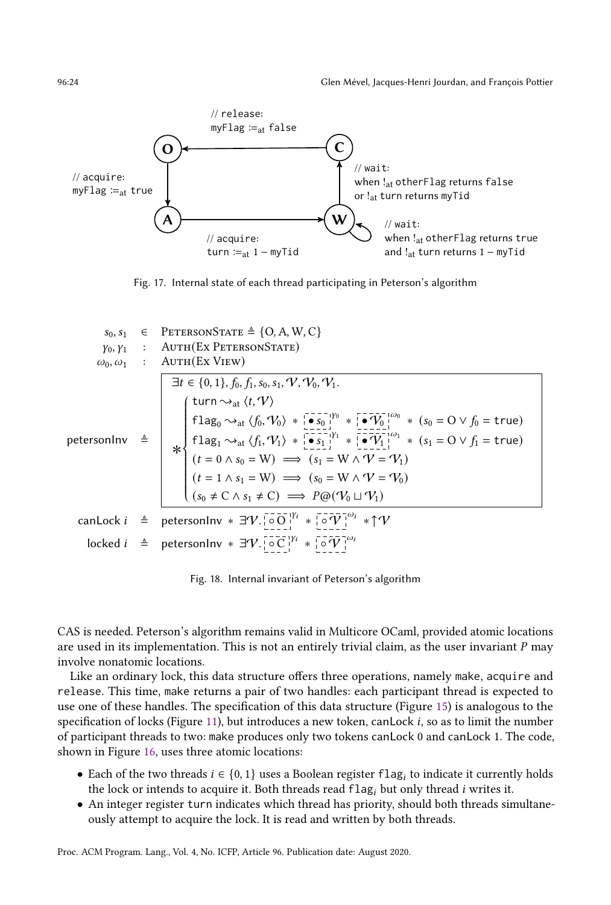Fig. 17. Internal state of each thread participating in Peterson's algorithm

$$
\begin{array}{rcl}
s_0, s_1 & \in & \textsc{PetersonState} \triangleq \{\mathrm{O}, \mathrm{A}, \mathrm{W}, \mathrm{C}\} \\
\gamma_0, \gamma_1 & : & \textsc{Auth}(\textsc{Ex}\ \textsc{PetersonState}) \\
\omega_0, \omega_1 & : & \textsc{Auth}(\textsc{Ex}\ \textsc{View})
\end{array}
$$

$$
\mathsf{petersonInv} \triangleq \boxed{\begin{array}{l}
\exists t \in \{0,1\}, f_0, f_1, s_0, s_1, \mathcal{V}, \mathcal{V}_0, \mathcal{V}_1. \\
\ast \left\{\begin{array}{l}
\mathtt{turn} \rightsquigarrow_{\mathrm{at}} \langle t, \mathcal{V} \rangle \\
\mathtt{flag}_0 \rightsquigarrow_{\mathrm{at}} \langle f_0, \mathcal{V}_0 \rangle \ast \boxed{\bullet\, s_0}^{\gamma_0} \ast \boxed{\bullet\, \mathcal{V}_0}^{\omega_0} \ast (s_0 = \mathrm{O} \vee f_0 = \mathtt{true}) \\
\mathtt{flag}_1 \rightsquigarrow_{\mathrm{at}} \langle f_1, \mathcal{V}_1 \rangle \ast \boxed{\bullet\, s_1}^{\gamma_1} \ast \boxed{\bullet\, \mathcal{V}_1}^{\omega_1} \ast (s_1 = \mathrm{O} \vee f_1 = \mathtt{true}) \\
(t = 0 \wedge s_0 = \mathrm{W}) \implies (s_1 = \mathrm{W} \wedge \mathcal{V} = \mathcal{V}_1) \\
(t = 1 \wedge s_1 = \mathrm{W}) \implies (s_0 = \mathrm{W} \wedge \mathcal{V} = \mathcal{V}_0) \\
(s_0 \neq \mathrm{C} \wedge s_1 \neq \mathrm{C}) \implies P@(\mathcal{V}_0 \sqcup \mathcal{V}_1)
\end{array}\right.
\end{array}}
$$

$$
\mathsf{canLock}\ i \triangleq \mathsf{petersonInv} \ast \exists \mathcal{V}. \boxed{\circ\, \mathrm{O}}^{\gamma_i} \ast \boxed{\circ\, \mathcal{V}}^{\omega_i} \ast \uparrow\mathcal{V}
$$

$$
\mathsf{locked}\ i \triangleq \mathsf{petersonInv} \ast \exists \mathcal{V}. \boxed{\circ\, \mathrm{C}}^{\gamma_i} \ast \boxed{\circ\, \mathcal{V}}^{\omega_i}
$$

Fig. 18. Internal invariant of Peterson's algorithm

CAS is needed. Peterson's algorithm remains valid in Multicore OCaml, provided atomic locations are used in its implementation. This is not an entirely trivial claim, as the user invariant $P$ may involve nonatomic locations.

Like an ordinary lock, this data structure offers three operations, namely `make`, `acquire` and `release`. This time, `make` returns a pair of two handles: each participant thread is expected to use one of these handles. The specification of this data structure (Figure 15) is analogous to the specification of locks (Figure 11), but introduces a new token, canLock $i$, so as to limit the number of participant threads to two: `make` produces only two tokens canLock 0 and canLock 1. The code, shown in Figure 16, uses three atomic locations:

- Each of the two threads $i \in \{0,1\}$ uses a Boolean register $\mathtt{flag}_i$ to indicate it currently holds the lock or intends to acquire it. Both threads read $\mathtt{flag}_i$ but only thread $i$ writes it.
- An integer register `turn` indicates which thread has priority, should both threads simultaneously attempt to acquire the lock. It is read and written by both threads.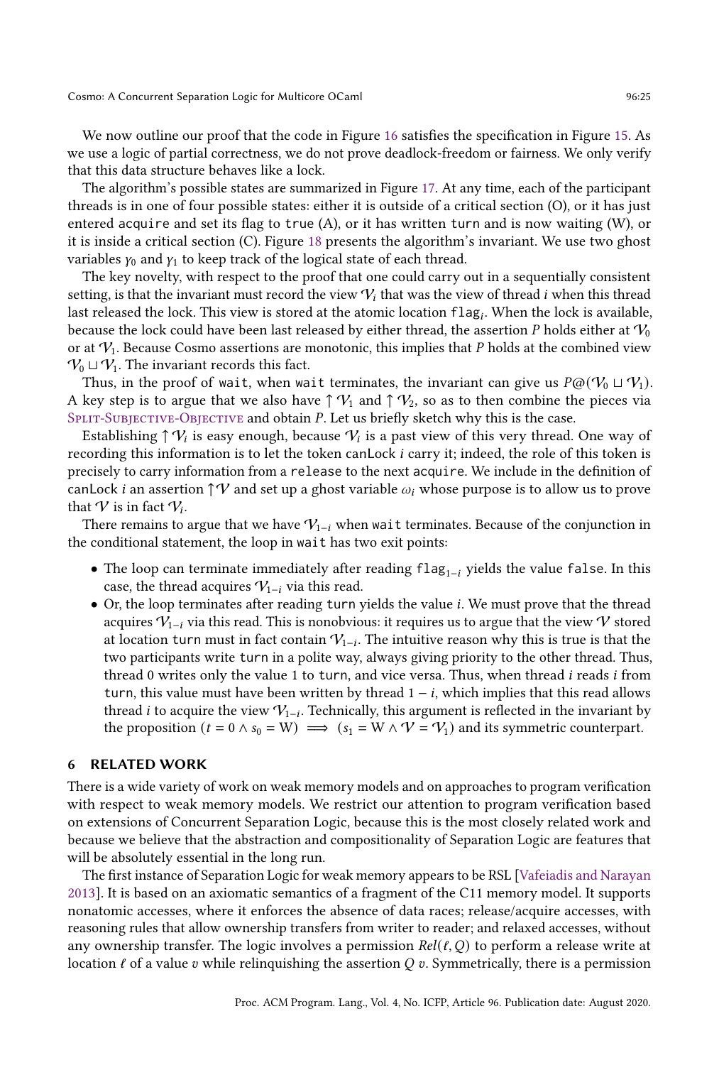We now outline our proof that the code in Figure 16 satisfies the specification in Figure 15. As we use a logic of partial correctness, we do not prove deadlock-freedom or fairness. We only verify that this data structure behaves like a lock.

The algorithm's possible states are summarized in Figure 17. At any time, each of the participant threads is in one of four possible states: either it is outside of a critical section (O), or it has just entered `acquire` and set its flag to `true` (A), or it has written `turn` and is now waiting (W), or it is inside a critical section (C). Figure 18 presents the algorithm's invariant. We use two ghost variables $\gamma_0$ and $\gamma_1$ to keep track of the logical state of each thread.

The key novelty, with respect to the proof that one could carry out in a sequentially consistent setting, is that the invariant must record the view $\mathcal{V}_i$ that was the view of thread $i$ when this thread last released the lock. This view is stored at the atomic location $\texttt{flag}_i$. When the lock is available, because the lock could have been last released by either thread, the assertion $P$ holds either at $\mathcal{V}_0$ or at $\mathcal{V}_1$. Because Cosmo assertions are monotonic, this implies that $P$ holds at the combined view $\mathcal{V}_0 \sqcup \mathcal{V}_1$. The invariant records this fact.

Thus, in the proof of `wait`, when `wait` terminates, the invariant can give us $P @ (\mathcal{V}_0 \sqcup \mathcal{V}_1)$. A key step is to argue that we also have $\uparrow \mathcal{V}_1$ and $\uparrow \mathcal{V}_2$, so as to then combine the pieces via Split-Subjective-Objective and obtain $P$. Let us briefly sketch why this is the case.

Establishing $\uparrow \mathcal{V}_i$ is easy enough, because $\mathcal{V}_i$ is a past view of this very thread. One way of recording this information is to let the token canLock $i$ carry it; indeed, the role of this token is precisely to carry information from a `release` to the next `acquire`. We include in the definition of canLock $i$ an assertion $\uparrow \mathcal{V}$ and set up a ghost variable $\omega_i$ whose purpose is to allow us to prove that $\mathcal{V}$ is in fact $\mathcal{V}_i$.

There remains to argue that we have $\mathcal{V}_{1-i}$ when `wait` terminates. Because of the conjunction in the conditional statement, the loop in `wait` has two exit points:

- The loop can terminate immediately after reading $\texttt{flag}_{1-i}$ yields the value `false`. In this case, the thread acquires $\mathcal{V}_{1-i}$ via this read.
- Or, the loop terminates after reading `turn` yields the value $i$. We must prove that the thread acquires $\mathcal{V}_{1-i}$ via this read. This is nonobvious: it requires us to argue that the view $\mathcal{V}$ stored at location `turn` must in fact contain $\mathcal{V}_{1-i}$. The intuitive reason why this is true is that the two participants write `turn` in a polite way, always giving priority to the other thread. Thus, thread 0 writes only the value 1 to `turn`, and vice versa. Thus, when thread $i$ reads $i$ from `turn`, this value must have been written by thread $1 - i$, which implies that this read allows thread $i$ to acquire the view $\mathcal{V}_{1-i}$. Technically, this argument is reflected in the invariant by the proposition $(t = 0 \wedge s_0 = \mathrm{W}) \implies (s_1 = \mathrm{W} \wedge \mathcal{V} = \mathcal{V}_1)$ and its symmetric counterpart.

## 6 RELATED WORK

There is a wide variety of work on weak memory models and on approaches to program verification with respect to weak memory models. We restrict our attention to program verification based on extensions of Concurrent Separation Logic, because this is the most closely related work and because we believe that the abstraction and compositionality of Separation Logic are features that will be absolutely essential in the long run.

The first instance of Separation Logic for weak memory appears to be RSL [Vafeiadis and Narayan 2013]. It is based on an axiomatic semantics of a fragment of the C11 memory model. It supports nonatomic accesses, where it enforces the absence of data races; release/acquire accesses, with reasoning rules that allow ownership transfers from writer to reader; and relaxed accesses, without any ownership transfer. The logic involves a permission $Rel(\ell, Q)$ to perform a release write at location $\ell$ of a value $v$ while relinquishing the assertion $Q\ v$. Symmetrically, there is a permission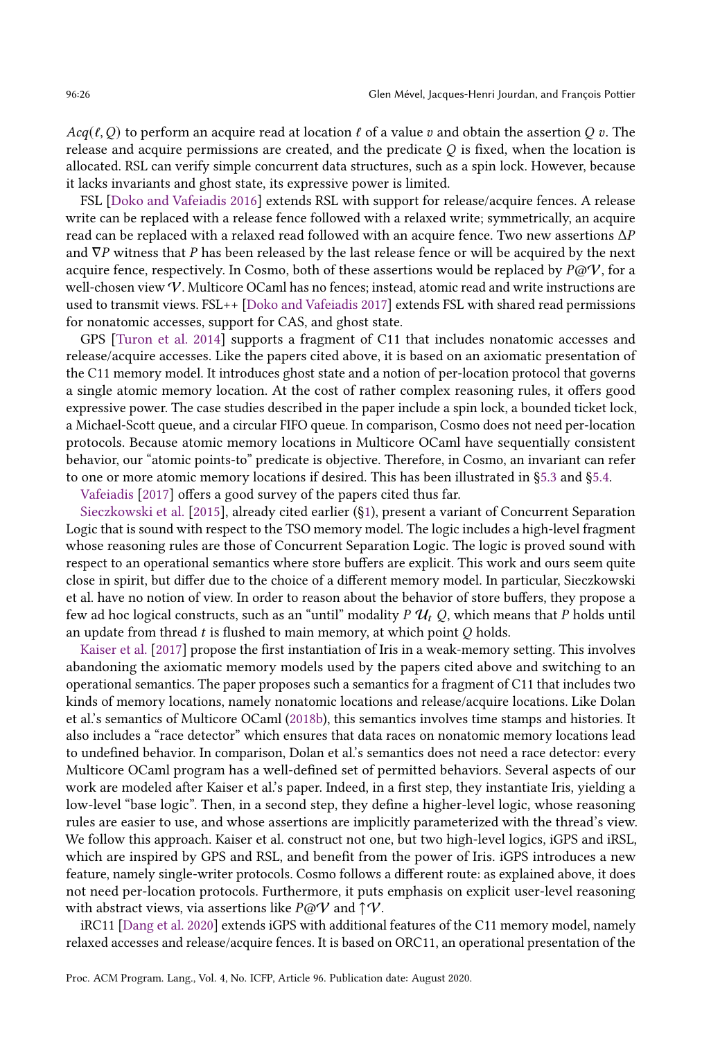$Acq(\ell, Q)$ to perform an acquire read at location $\ell$ of a value $v$ and obtain the assertion $Q\ v$. The release and acquire permissions are created, and the predicate $Q$ is fixed, when the location is allocated. RSL can verify simple concurrent data structures, such as a spin lock. However, because it lacks invariants and ghost state, its expressive power is limited.

FSL [Doko and Vafeiadis 2016] extends RSL with support for release/acquire fences. A release write can be replaced with a release fence followed with a relaxed write; symmetrically, an acquire read can be replaced with a relaxed read followed with an acquire fence. Two new assertions $\Delta P$ and $\nabla P$ witness that $P$ has been released by the last release fence or will be acquired by the next acquire fence, respectively. In Cosmo, both of these assertions would be replaced by $P@\mathcal{V}$, for a well-chosen view $\mathcal{V}$. Multicore OCaml has no fences; instead, atomic read and write instructions are used to transmit views. FSL++ [Doko and Vafeiadis 2017] extends FSL with shared read permissions for nonatomic accesses, support for CAS, and ghost state.

GPS [Turon et al. 2014] supports a fragment of C11 that includes nonatomic accesses and release/acquire accesses. Like the papers cited above, it is based on an axiomatic presentation of the C11 memory model. It introduces ghost state and a notion of per-location protocol that governs a single atomic memory location. At the cost of rather complex reasoning rules, it offers good expressive power. The case studies described in the paper include a spin lock, a bounded ticket lock, a Michael-Scott queue, and a circular FIFO queue. In comparison, Cosmo does not need per-location protocols. Because atomic memory locations in Multicore OCaml have sequentially consistent behavior, our "atomic points-to" predicate is objective. Therefore, in Cosmo, an invariant can refer to one or more atomic memory locations if desired. This has been illustrated in §5.3 and §5.4.

Vafeiadis [2017] offers a good survey of the papers cited thus far.

Sieczkowski et al. [2015], already cited earlier (§1), present a variant of Concurrent Separation Logic that is sound with respect to the TSO memory model. The logic includes a high-level fragment whose reasoning rules are those of Concurrent Separation Logic. The logic is proved sound with respect to an operational semantics where store buffers are explicit. This work and ours seem quite close in spirit, but differ due to the choice of a different memory model. In particular, Sieczkowski et al. have no notion of view. In order to reason about the behavior of store buffers, they propose a few ad hoc logical constructs, such as an "until" modality $P\ \mathcal{U}_t\ Q$, which means that $P$ holds until an update from thread $t$ is flushed to main memory, at which point $Q$ holds.

Kaiser et al. [2017] propose the first instantiation of Iris in a weak-memory setting. This involves abandoning the axiomatic memory models used by the papers cited above and switching to an operational semantics. The paper proposes such a semantics for a fragment of C11 that includes two kinds of memory locations, namely nonatomic locations and release/acquire locations. Like Dolan et al.'s semantics of Multicore OCaml (2018b), this semantics involves time stamps and histories. It also includes a "race detector" which ensures that data races on nonatomic memory locations lead to undefined behavior. In comparison, Dolan et al.'s semantics does not need a race detector: every Multicore OCaml program has a well-defined set of permitted behaviors. Several aspects of our work are modeled after Kaiser et al.'s paper. Indeed, in a first step, they instantiate Iris, yielding a low-level "base logic". Then, in a second step, they define a higher-level logic, whose reasoning rules are easier to use, and whose assertions are implicitly parameterized with the thread's view. We follow this approach. Kaiser et al. construct not one, but two high-level logics, iGPS and iRSL, which are inspired by GPS and RSL, and benefit from the power of Iris. iGPS introduces a new feature, namely single-writer protocols. Cosmo follows a different route: as explained above, it does not need per-location protocols. Furthermore, it puts emphasis on explicit user-level reasoning with abstract views, via assertions like $P@\mathcal{V}$ and $\uparrow\mathcal{V}$.

iRC11 [Dang et al. 2020] extends iGPS with additional features of the C11 memory model, namely relaxed accesses and release/acquire fences. It is based on ORC11, an operational presentation of the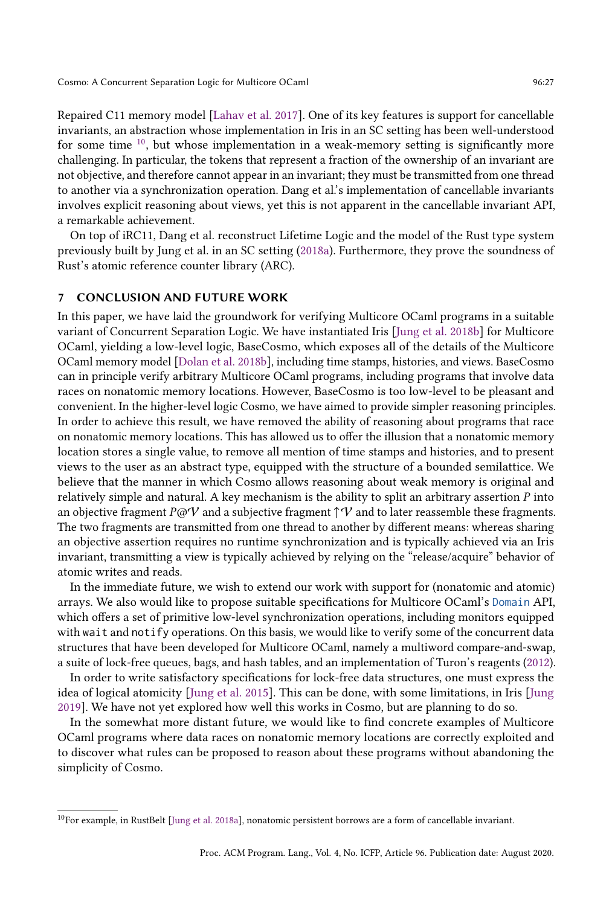Repaired C11 memory model [Lahav et al. 2017]. One of its key features is support for cancellable invariants, an abstraction whose implementation in Iris in an SC setting has been well-understood for some time [10], but whose implementation in a weak-memory setting is significantly more challenging. In particular, the tokens that represent a fraction of the ownership of an invariant are not objective, and therefore cannot appear in an invariant; they must be transmitted from one thread to another via a synchronization operation. Dang et al.'s implementation of cancellable invariants involves explicit reasoning about views, yet this is not apparent in the cancellable invariant API, a remarkable achievement.

On top of iRC11, Dang et al. reconstruct Lifetime Logic and the model of the Rust type system previously built by Jung et al. in an SC setting (2018a). Furthermore, they prove the soundness of Rust's atomic reference counter library (ARC).

## 7 CONCLUSION AND FUTURE WORK

In this paper, we have laid the groundwork for verifying Multicore OCaml programs in a suitable variant of Concurrent Separation Logic. We have instantiated Iris [Jung et al. 2018b] for Multicore OCaml, yielding a low-level logic, BaseCosmo, which exposes all of the details of the Multicore OCaml memory model [Dolan et al. 2018b], including time stamps, histories, and views. BaseCosmo can in principle verify arbitrary Multicore OCaml programs, including programs that involve data races on nonatomic memory locations. However, BaseCosmo is too low-level to be pleasant and convenient. In the higher-level logic Cosmo, we have aimed to provide simpler reasoning principles. In order to achieve this result, we have removed the ability of reasoning about programs that race on nonatomic memory locations. This has allowed us to offer the illusion that a nonatomic memory location stores a single value, to remove all mention of time stamps and histories, and to present views to the user as an abstract type, equipped with the structure of a bounded semilattice. We believe that the manner in which Cosmo allows reasoning about weak memory is original and relatively simple and natural. A key mechanism is the ability to split an arbitrary assertion $P$ into an objective fragment $P @ \mathcal{V}$ and a subjective fragment $\uparrow \mathcal{V}$ and to later reassemble these fragments. The two fragments are transmitted from one thread to another by different means: whereas sharing an objective assertion requires no runtime synchronization and is typically achieved via an Iris invariant, transmitting a view is typically achieved by relying on the "release/acquire" behavior of atomic writes and reads.

In the immediate future, we wish to extend our work with support for (nonatomic and atomic) arrays. We also would like to propose suitable specifications for Multicore OCaml's `Domain` API, which offers a set of primitive low-level synchronization operations, including monitors equipped with `wait` and `notify` operations. On this basis, we would like to verify some of the concurrent data structures that have been developed for Multicore OCaml, namely a multiword compare-and-swap, a suite of lock-free queues, bags, and hash tables, and an implementation of Turon's reagents (2012).

In order to write satisfactory specifications for lock-free data structures, one must express the idea of logical atomicity [Jung et al. 2015]. This can be done, with some limitations, in Iris [Jung 2019]. We have not yet explored how well this works in Cosmo, but are planning to do so.

In the somewhat more distant future, we would like to find concrete examples of Multicore OCaml programs where data races on nonatomic memory locations are correctly exploited and to discover what rules can be proposed to reason about these programs without abandoning the simplicity of Cosmo.

[10] For example, in RustBelt [Jung et al. 2018a], nonatomic persistent borrows are a form of cancellable invariant.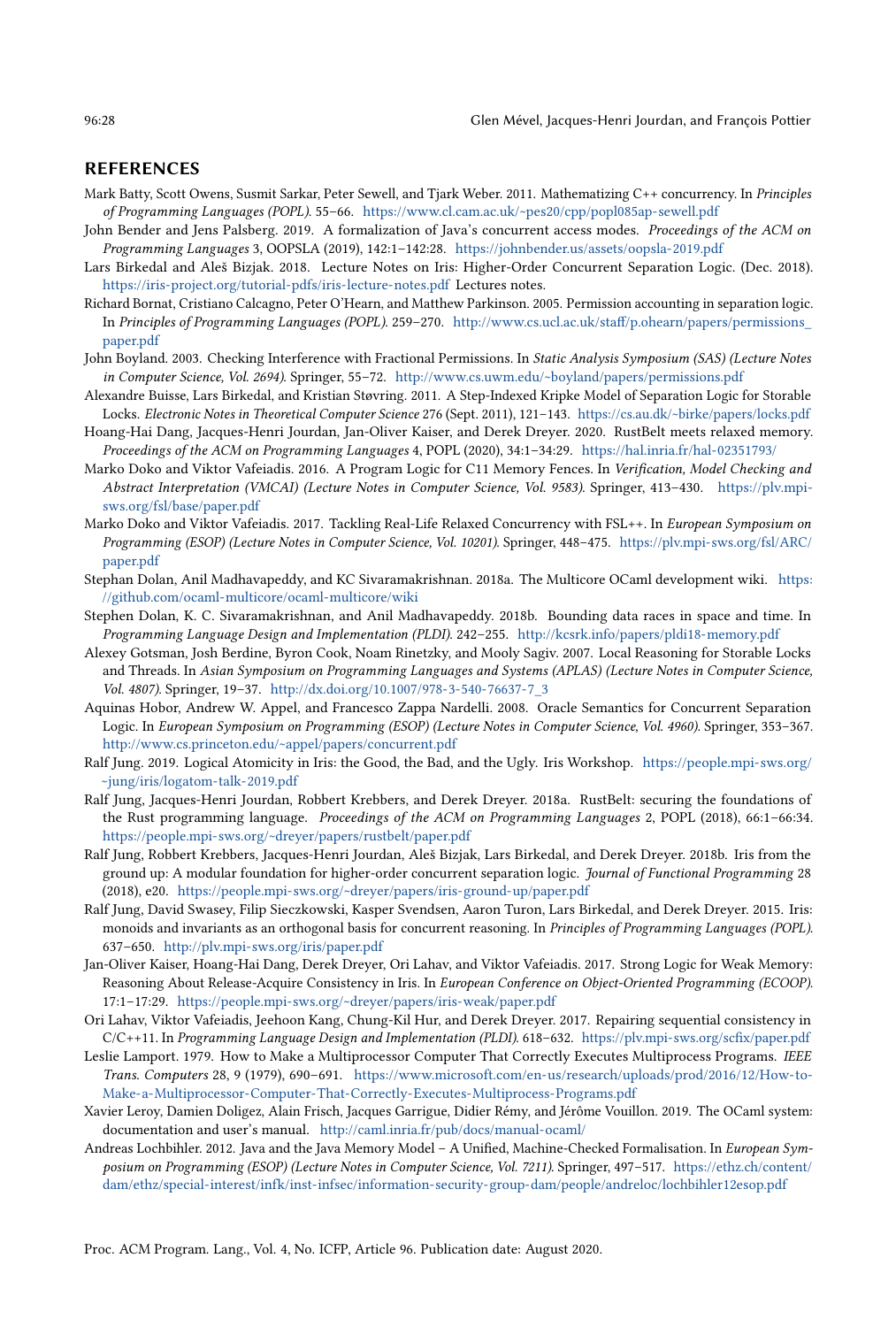## REFERENCES

Mark Batty, Scott Owens, Susmit Sarkar, Peter Sewell, and Tjark Weber. 2011. Mathematizing C++ concurrency. In *Principles of Programming Languages (POPL)*. 55–66. https://www.cl.cam.ac.uk/~pes20/cpp/popl085ap-sewell.pdf

John Bender and Jens Palsberg. 2019. A formalization of Java's concurrent access modes. *Proceedings of the ACM on Programming Languages* 3, OOPSLA (2019), 142:1–142:28. https://johnbender.us/assets/oopsla-2019.pdf

Lars Birkedal and Aleš Bizjak. 2018. Lecture Notes on Iris: Higher-Order Concurrent Separation Logic. (Dec. 2018). https://iris-project.org/tutorial-pdfs/iris-lecture-notes.pdf Lectures notes.

Richard Bornat, Cristiano Calcagno, Peter O'Hearn, and Matthew Parkinson. 2005. Permission accounting in separation logic. In *Principles of Programming Languages (POPL)*. 259–270. http://www.cs.ucl.ac.uk/staff/p.ohearn/papers/permissions_paper.pdf

John Boyland. 2003. Checking Interference with Fractional Permissions. In *Static Analysis Symposium (SAS) (Lecture Notes in Computer Science, Vol. 2694)*. Springer, 55–72. http://www.cs.uwm.edu/~boyland/papers/permissions.pdf

Alexandre Buisse, Lars Birkedal, and Kristian Støvring. 2011. A Step-Indexed Kripke Model of Separation Logic for Storable Locks. *Electronic Notes in Theoretical Computer Science* 276 (Sept. 2011), 121–143. https://cs.au.dk/~birke/papers/locks.pdf

Hoang-Hai Dang, Jacques-Henri Jourdan, Jan-Oliver Kaiser, and Derek Dreyer. 2020. RustBelt meets relaxed memory. *Proceedings of the ACM on Programming Languages* 4, POPL (2020), 34:1–34:29. https://hal.inria.fr/hal-02351793/

Marko Doko and Viktor Vafeiadis. 2016. A Program Logic for C11 Memory Fences. In *Verification, Model Checking and Abstract Interpretation (VMCAI) (Lecture Notes in Computer Science, Vol. 9583)*. Springer, 413–430. https://plv.mpi-sws.org/fsl/base/paper.pdf

Marko Doko and Viktor Vafeiadis. 2017. Tackling Real-Life Relaxed Concurrency with FSL++. In *European Symposium on Programming (ESOP) (Lecture Notes in Computer Science, Vol. 10201)*. Springer, 448–475. https://plv.mpi-sws.org/fsl/ARC/paper.pdf

Stephan Dolan, Anil Madhavapeddy, and KC Sivaramakrishnan. 2018a. The Multicore OCaml development wiki. https://github.com/ocaml-multicore/ocaml-multicore/wiki

Stephen Dolan, K. C. Sivaramakrishnan, and Anil Madhavapeddy. 2018b. Bounding data races in space and time. In *Programming Language Design and Implementation (PLDI)*. 242–255. http://kcsrk.info/papers/pldi18-memory.pdf

Alexey Gotsman, Josh Berdine, Byron Cook, Noam Rinetzky, and Mooly Sagiv. 2007. Local Reasoning for Storable Locks and Threads. In *Asian Symposium on Programming Languages and Systems (APLAS) (Lecture Notes in Computer Science, Vol. 4807)*. Springer, 19–37. http://dx.doi.org/10.1007/978-3-540-76637-7_3

Aquinas Hobor, Andrew W. Appel, and Francesco Zappa Nardelli. 2008. Oracle Semantics for Concurrent Separation Logic. In *European Symposium on Programming (ESOP) (Lecture Notes in Computer Science, Vol. 4960)*. Springer, 353–367. http://www.cs.princeton.edu/~appel/papers/concurrent.pdf

Ralf Jung. 2019. Logical Atomicity in Iris: the Good, the Bad, and the Ugly. Iris Workshop. https://people.mpi-sws.org/~jung/iris/logatom-talk-2019.pdf

Ralf Jung, Jacques-Henri Jourdan, Robbert Krebbers, and Derek Dreyer. 2018a. RustBelt: securing the foundations of the Rust programming language. *Proceedings of the ACM on Programming Languages* 2, POPL (2018), 66:1–66:34. https://people.mpi-sws.org/~dreyer/papers/rustbelt/paper.pdf

Ralf Jung, Robbert Krebbers, Jacques-Henri Jourdan, Aleš Bizjak, Lars Birkedal, and Derek Dreyer. 2018b. Iris from the ground up: A modular foundation for higher-order concurrent separation logic. *Journal of Functional Programming* 28 (2018), e20. https://people.mpi-sws.org/~dreyer/papers/iris-ground-up/paper.pdf

Ralf Jung, David Swasey, Filip Sieczkowski, Kasper Svendsen, Aaron Turon, Lars Birkedal, and Derek Dreyer. 2015. Iris: monoids and invariants as an orthogonal basis for concurrent reasoning. In *Principles of Programming Languages (POPL)*. 637–650. http://plv.mpi-sws.org/iris/paper.pdf

Jan-Oliver Kaiser, Hoang-Hai Dang, Derek Dreyer, Ori Lahav, and Viktor Vafeiadis. 2017. Strong Logic for Weak Memory: Reasoning About Release-Acquire Consistency in Iris. In *European Conference on Object-Oriented Programming (ECOOP)*. 17:1–17:29. https://people.mpi-sws.org/~dreyer/papers/iris-weak/paper.pdf

Ori Lahav, Viktor Vafeiadis, Jeehoon Kang, Chung-Kil Hur, and Derek Dreyer. 2017. Repairing sequential consistency in C/C++11. In *Programming Language Design and Implementation (PLDI)*. 618–632. https://plv.mpi-sws.org/scfix/paper.pdf

Leslie Lamport. 1979. How to Make a Multiprocessor Computer That Correctly Executes Multiprocess Programs. *IEEE Trans. Computers* 28, 9 (1979), 690–691. https://www.microsoft.com/en-us/research/uploads/prod/2016/12/How-to-Make-a-Multiprocessor-Computer-That-Correctly-Executes-Multiprocess-Programs.pdf

Xavier Leroy, Damien Doligez, Alain Frisch, Jacques Garrigue, Didier Rémy, and Jérôme Vouillon. 2019. The OCaml system: documentation and user's manual. http://caml.inria.fr/pub/docs/manual-ocaml/

Andreas Lochbihler. 2012. Java and the Java Memory Model – A Unified, Machine-Checked Formalisation. In *European Symposium on Programming (ESOP) (Lecture Notes in Computer Science, Vol. 7211)*. Springer, 497–517. https://ethz.ch/content/dam/ethz/special-interest/infk/inst-infsec/information-security-group-dam/people/andreloc/lochbihler12esop.pdf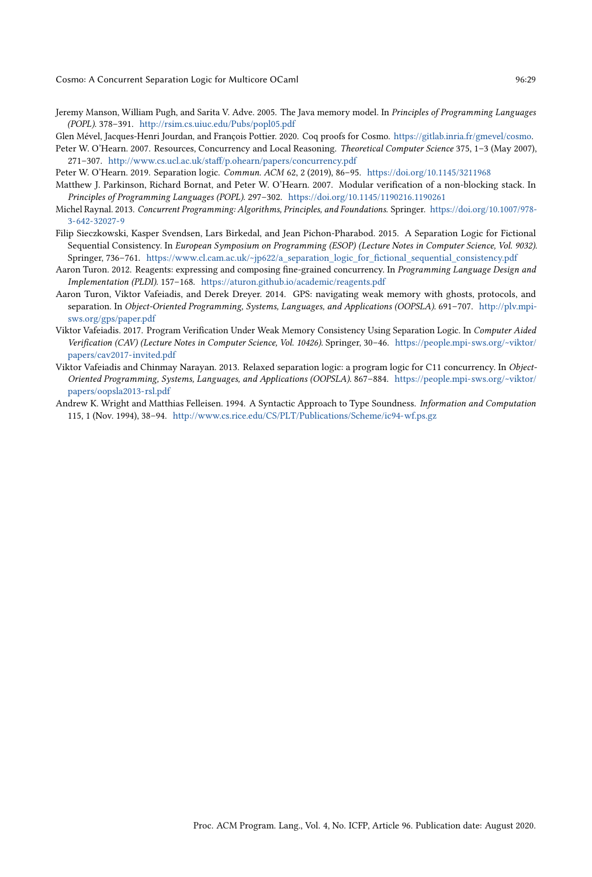Jeremy Manson, William Pugh, and Sarita V. Adve. 2005. The Java memory model. In *Principles of Programming Languages (POPL)*. 378–391. http://rsim.cs.uiuc.edu/Pubs/popl05.pdf

Glen Mével, Jacques-Henri Jourdan, and François Pottier. 2020. Coq proofs for Cosmo. https://gitlab.inria.fr/gmevel/cosmo.

Peter W. O'Hearn. 2007. Resources, Concurrency and Local Reasoning. *Theoretical Computer Science* 375, 1–3 (May 2007), 271–307. http://www.cs.ucl.ac.uk/staff/p.ohearn/papers/concurrency.pdf

Peter W. O'Hearn. 2019. Separation logic. *Commun. ACM* 62, 2 (2019), 86–95. https://doi.org/10.1145/3211968

Matthew J. Parkinson, Richard Bornat, and Peter W. O'Hearn. 2007. Modular verification of a non-blocking stack. In *Principles of Programming Languages (POPL)*. 297–302. https://doi.org/10.1145/1190216.1190261

Michel Raynal. 2013. *Concurrent Programming: Algorithms, Principles, and Foundations*. Springer. https://doi.org/10.1007/978-3-642-32027-9

Filip Sieczkowski, Kasper Svendsen, Lars Birkedal, and Jean Pichon-Pharabod. 2015. A Separation Logic for Fictional Sequential Consistency. In *European Symposium on Programming (ESOP) (Lecture Notes in Computer Science, Vol. 9032)*. Springer, 736–761. https://www.cl.cam.ac.uk/~jp622/a_separation_logic_for_fictional_sequential_consistency.pdf

Aaron Turon. 2012. Reagents: expressing and composing fine-grained concurrency. In *Programming Language Design and Implementation (PLDI)*. 157–168. https://aturon.github.io/academic/reagents.pdf

Aaron Turon, Viktor Vafeiadis, and Derek Dreyer. 2014. GPS: navigating weak memory with ghosts, protocols, and separation. In *Object-Oriented Programming, Systems, Languages, and Applications (OOPSLA)*. 691–707. http://plv.mpi-sws.org/gps/paper.pdf

Viktor Vafeiadis. 2017. Program Verification Under Weak Memory Consistency Using Separation Logic. In *Computer Aided Verification (CAV) (Lecture Notes in Computer Science, Vol. 10426)*. Springer, 30–46. https://people.mpi-sws.org/~viktor/papers/cav2017-invited.pdf

Viktor Vafeiadis and Chinmay Narayan. 2013. Relaxed separation logic: a program logic for C11 concurrency. In *Object-Oriented Programming, Systems, Languages, and Applications (OOPSLA)*. 867–884. https://people.mpi-sws.org/~viktor/papers/oopsla2013-rsl.pdf

Andrew K. Wright and Matthias Felleisen. 1994. A Syntactic Approach to Type Soundness. *Information and Computation* 115, 1 (Nov. 1994), 38–94. http://www.cs.rice.edu/CS/PLT/Publications/Scheme/ic94-wf.ps.gz